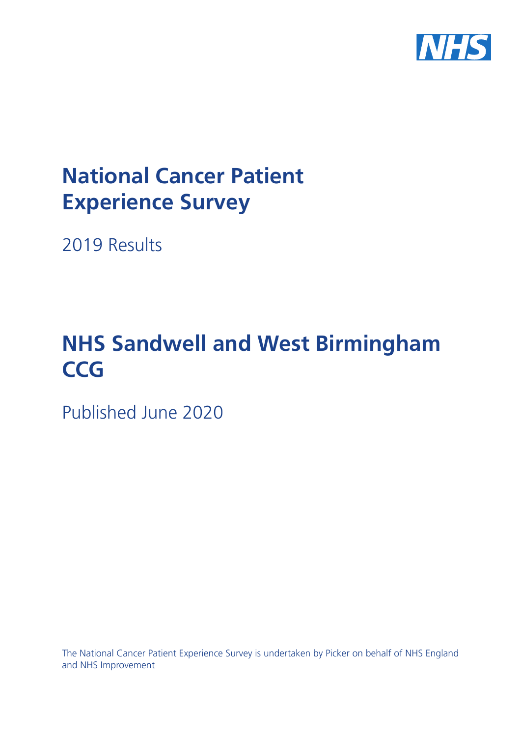# National Cancer Patient Experience Survey

2019 Results

# NHS Sandwell and West Birmingham CCG

Published June 2020

The National Cancer Patient Experience Survey is undertaken by Picker on behalf of NHS England and NHS Improvement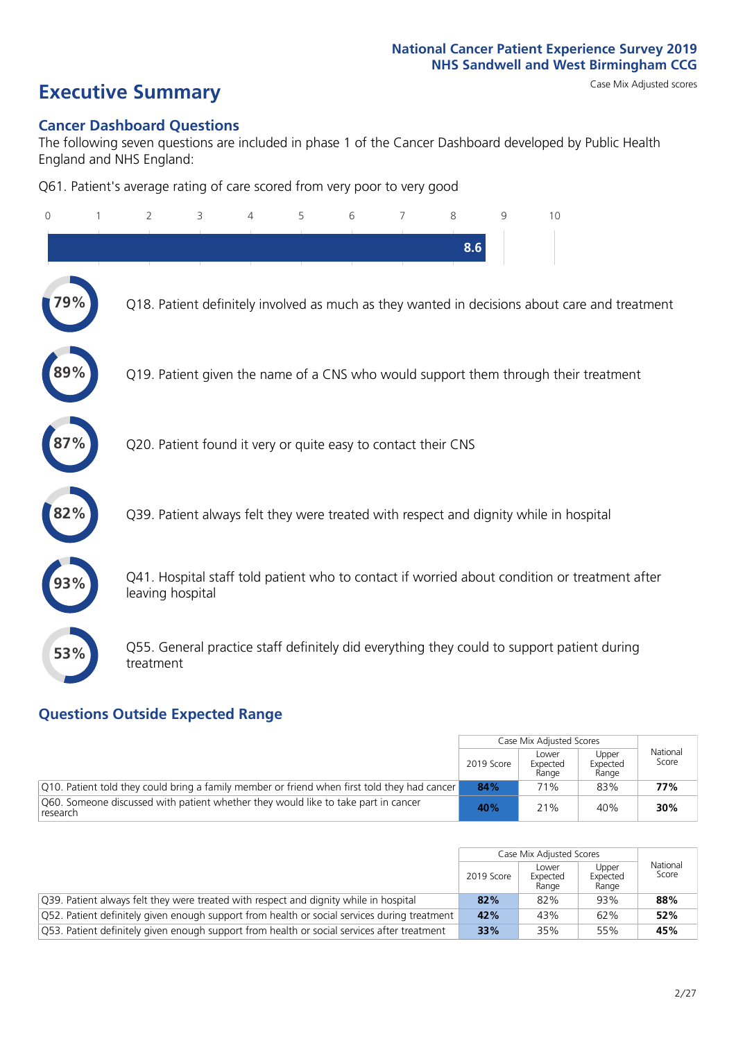National Cancer Patient Experience Survey 2019
NHS Sandwell and West Birmingham CCG

# Executive Summary

Case Mix Adjusted scores

## Cancer Dashboard Questions

The following seven questions are included in phase 1 of the Cancer Dashboard developed by Public Health England and NHS England:

Q61. Patient's average rating of care scored from very poor to very good

8.6

79% Q18. Patient definitely involved as much as they wanted in decisions about care and treatment

89% Q19. Patient given the name of a CNS who would support them through their treatment

87% Q20. Patient found it very or quite easy to contact their CNS

82% Q39. Patient always felt they were treated with respect and dignity while in hospital

93% Q41. Hospital staff told patient who to contact if worried about condition or treatment after leaving hospital

53% Q55. General practice staff definitely did everything they could to support patient during treatment

## Questions Outside Expected Range

| | Case Mix Adjusted Scores | | | National Score |
|---|---|---|---|---|
| | 2019 Score | Lower Expected Range | Upper Expected Range | |
| Q10. Patient told they could bring a family member or friend when first told they had cancer | **84%** | 71% | 83% | **77%** |
| Q60. Someone discussed with patient whether they would like to take part in cancer research | **40%** | 21% | 40% | **30%** |

| | Case Mix Adjusted Scores | | | National Score |
|---|---|---|---|---|
| | 2019 Score | Lower Expected Range | Upper Expected Range | |
| Q39. Patient always felt they were treated with respect and dignity while in hospital | **82%** | 82% | 93% | **88%** |
| Q52. Patient definitely given enough support from health or social services during treatment | **42%** | 43% | 62% | **52%** |
| Q53. Patient definitely given enough support from health or social services after treatment | **33%** | 35% | 55% | **45%** |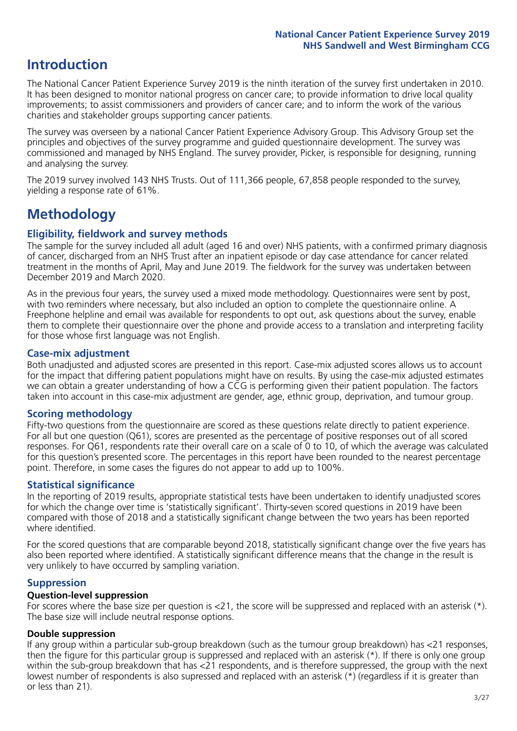# Introduction

The National Cancer Patient Experience Survey 2019 is the ninth iteration of the survey first undertaken in 2010. It has been designed to monitor national progress on cancer care; to provide information to drive local quality improvements; to assist commissioners and providers of cancer care; and to inform the work of the various charities and stakeholder groups supporting cancer patients.

The survey was overseen by a national Cancer Patient Experience Advisory Group. This Advisory Group set the principles and objectives of the survey programme and guided questionnaire development. The survey was commissioned and managed by NHS England. The survey provider, Picker, is responsible for designing, running and analysing the survey.

The 2019 survey involved 143 NHS Trusts. Out of 111,366 people, 67,858 people responded to the survey, yielding a response rate of 61%.

# Methodology

## Eligibility, fieldwork and survey methods

The sample for the survey included all adult (aged 16 and over) NHS patients, with a confirmed primary diagnosis of cancer, discharged from an NHS Trust after an inpatient episode or day case attendance for cancer related treatment in the months of April, May and June 2019. The fieldwork for the survey was undertaken between December 2019 and March 2020.

As in the previous four years, the survey used a mixed mode methodology. Questionnaires were sent by post, with two reminders where necessary, but also included an option to complete the questionnaire online. A Freephone helpline and email was available for respondents to opt out, ask questions about the survey, enable them to complete their questionnaire over the phone and provide access to a translation and interpreting facility for those whose first language was not English.

## Case-mix adjustment

Both unadjusted and adjusted scores are presented in this report. Case-mix adjusted scores allows us to account for the impact that differing patient populations might have on results. By using the case-mix adjusted estimates we can obtain a greater understanding of how a CCG is performing given their patient population. The factors taken into account in this case-mix adjustment are gender, age, ethnic group, deprivation, and tumour group.

## Scoring methodology

Fifty-two questions from the questionnaire are scored as these questions relate directly to patient experience. For all but one question (Q61), scores are presented as the percentage of positive responses out of all scored responses. For Q61, respondents rate their overall care on a scale of 0 to 10, of which the average was calculated for this question's presented score. The percentages in this report have been rounded to the nearest percentage point. Therefore, in some cases the figures do not appear to add up to 100%.

## Statistical significance

In the reporting of 2019 results, appropriate statistical tests have been undertaken to identify unadjusted scores for which the change over time is 'statistically significant'. Thirty-seven scored questions in 2019 have been compared with those of 2018 and a statistically significant change between the two years has been reported where identified.

For the scored questions that are comparable beyond 2018, statistically significant change over the five years has also been reported where identified. A statistically significant difference means that the change in the result is very unlikely to have occurred by sampling variation.

## Suppression

### Question-level suppression

For scores where the base size per question is <21, the score will be suppressed and replaced with an asterisk (*). The base size will include neutral response options.

### Double suppression

If any group within a particular sub-group breakdown (such as the tumour group breakdown) has <21 responses, then the figure for this particular group is suppressed and replaced with an asterisk (*). If there is only one group within the sub-group breakdown that has <21 respondents, and is therefore suppressed, the group with the next lowest number of respondents is also supressed and replaced with an asterisk (*) (regardless if it is greater than or less than 21).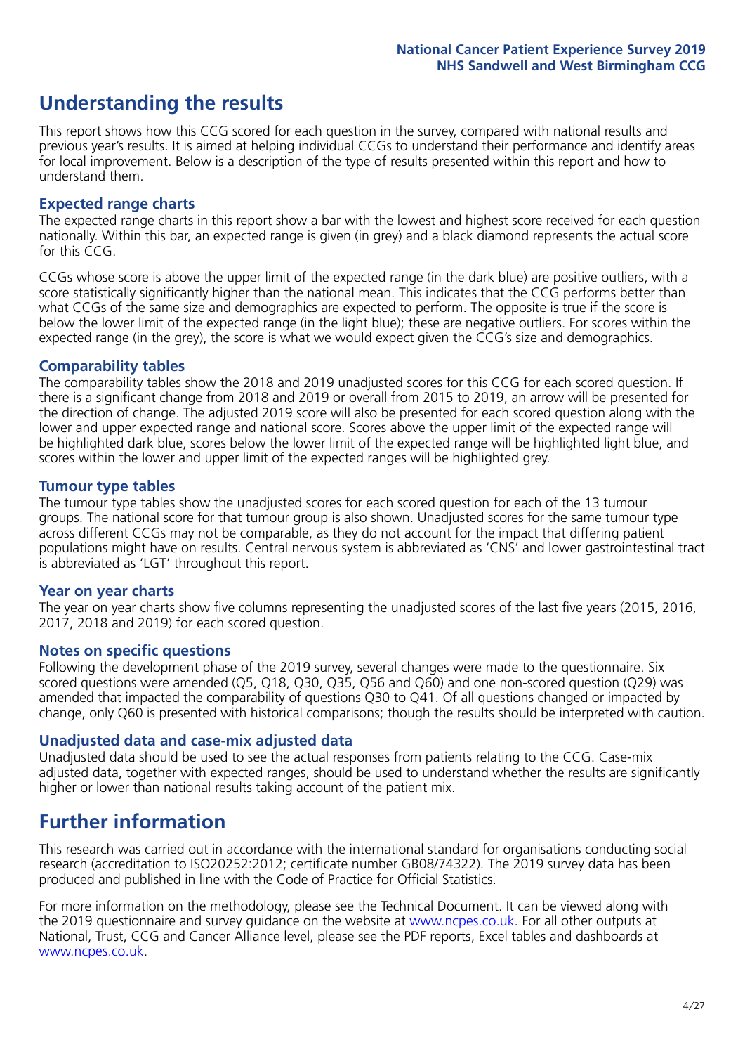## Understanding the results

This report shows how this CCG scored for each question in the survey, compared with national results and previous year's results. It is aimed at helping individual CCGs to understand their performance and identify areas for local improvement. Below is a description of the type of results presented within this report and how to understand them.

### Expected range charts

The expected range charts in this report show a bar with the lowest and highest score received for each question nationally. Within this bar, an expected range is given (in grey) and a black diamond represents the actual score for this CCG.

CCGs whose score is above the upper limit of the expected range (in the dark blue) are positive outliers, with a score statistically significantly higher than the national mean. This indicates that the CCG performs better than what CCGs of the same size and demographics are expected to perform. The opposite is true if the score is below the lower limit of the expected range (in the light blue); these are negative outliers. For scores within the expected range (in the grey), the score is what we would expect given the CCG's size and demographics.

### Comparability tables

The comparability tables show the 2018 and 2019 unadjusted scores for this CCG for each scored question. If there is a significant change from 2018 and 2019 or overall from 2015 to 2019, an arrow will be presented for the direction of change. The adjusted 2019 score will also be presented for each scored question along with the lower and upper expected range and national score. Scores above the upper limit of the expected range will be highlighted dark blue, scores below the lower limit of the expected range will be highlighted light blue, and scores within the lower and upper limit of the expected ranges will be highlighted grey.

### Tumour type tables

The tumour type tables show the unadjusted scores for each scored question for each of the 13 tumour groups. The national score for that tumour group is also shown. Unadjusted scores for the same tumour type across different CCGs may not be comparable, as they do not account for the impact that differing patient populations might have on results. Central nervous system is abbreviated as 'CNS' and lower gastrointestinal tract is abbreviated as 'LGT' throughout this report.

### Year on year charts

The year on year charts show five columns representing the unadjusted scores of the last five years (2015, 2016, 2017, 2018 and 2019) for each scored question.

### Notes on specific questions

Following the development phase of the 2019 survey, several changes were made to the questionnaire. Six scored questions were amended (Q5, Q18, Q30, Q35, Q56 and Q60) and one non-scored question (Q29) was amended that impacted the comparability of questions Q30 to Q41. Of all questions changed or impacted by change, only Q60 is presented with historical comparisons; though the results should be interpreted with caution.

### Unadjusted data and case-mix adjusted data

Unadjusted data should be used to see the actual responses from patients relating to the CCG. Case-mix adjusted data, together with expected ranges, should be used to understand whether the results are significantly higher or lower than national results taking account of the patient mix.

## Further information

This research was carried out in accordance with the international standard for organisations conducting social research (accreditation to ISO20252:2012; certificate number GB08/74322). The 2019 survey data has been produced and published in line with the Code of Practice for Official Statistics.

For more information on the methodology, please see the Technical Document. It can be viewed along with the 2019 questionnaire and survey guidance on the website at www.ncpes.co.uk. For all other outputs at National, Trust, CCG and Cancer Alliance level, please see the PDF reports, Excel tables and dashboards at www.ncpes.co.uk.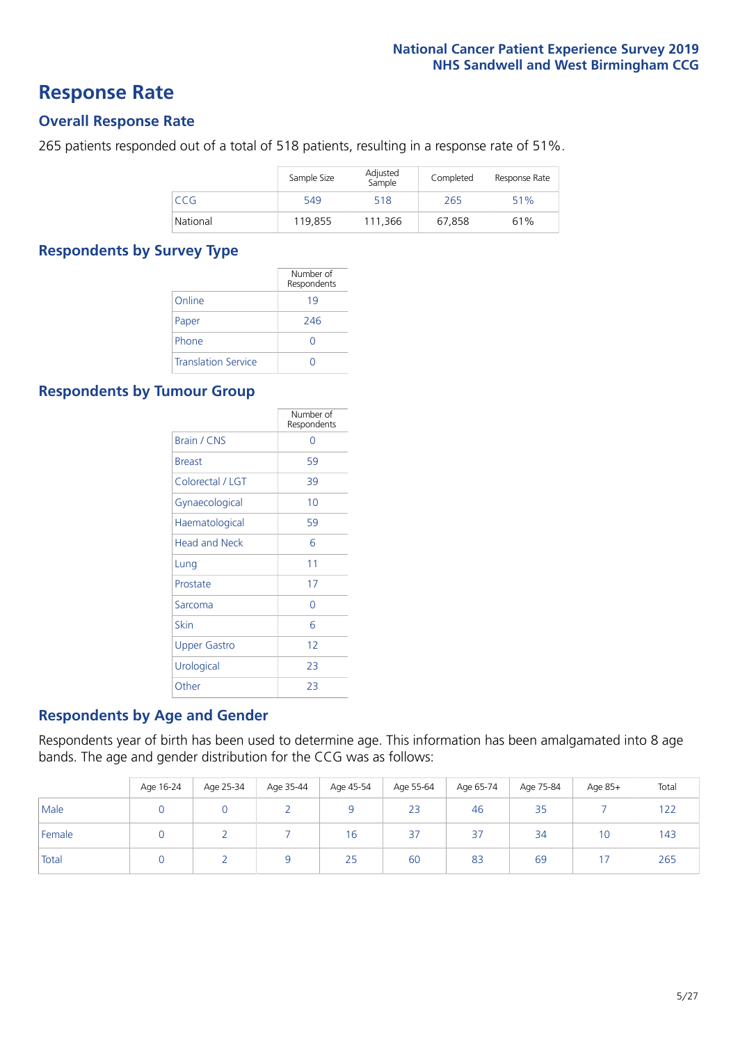# Response Rate

## Overall Response Rate

265 patients responded out of a total of 518 patients, resulting in a response rate of 51%.

| | Sample Size | Adjusted Sample | Completed | Response Rate |
|---|---|---|---|---|
| CCG | 549 | 518 | 265 | 51% |
| National | 119,855 | 111,366 | 67,858 | 61% |

## Respondents by Survey Type

| | Number of Respondents |
|---|---|
| Online | 19 |
| Paper | 246 |
| Phone | 0 |
| Translation Service | 0 |

## Respondents by Tumour Group

| | Number of Respondents |
|---|---|
| Brain / CNS | 0 |
| Breast | 59 |
| Colorectal / LGT | 39 |
| Gynaecological | 10 |
| Haematological | 59 |
| Head and Neck | 6 |
| Lung | 11 |
| Prostate | 17 |
| Sarcoma | 0 |
| Skin | 6 |
| Upper Gastro | 12 |
| Urological | 23 |
| Other | 23 |

## Respondents by Age and Gender

Respondents year of birth has been used to determine age. This information has been amalgamated into 8 age bands. The age and gender distribution for the CCG was as follows:

| | Age 16-24 | Age 25-34 | Age 35-44 | Age 45-54 | Age 55-64 | Age 65-74 | Age 75-84 | Age 85+ | Total |
|---|---|---|---|---|---|---|---|---|---|
| Male | 0 | 0 | 2 | 9 | 23 | 46 | 35 | 7 | 122 |
| Female | 0 | 2 | 7 | 16 | 37 | 37 | 34 | 10 | 143 |
| Total | 0 | 2 | 9 | 25 | 60 | 83 | 69 | 17 | 265 |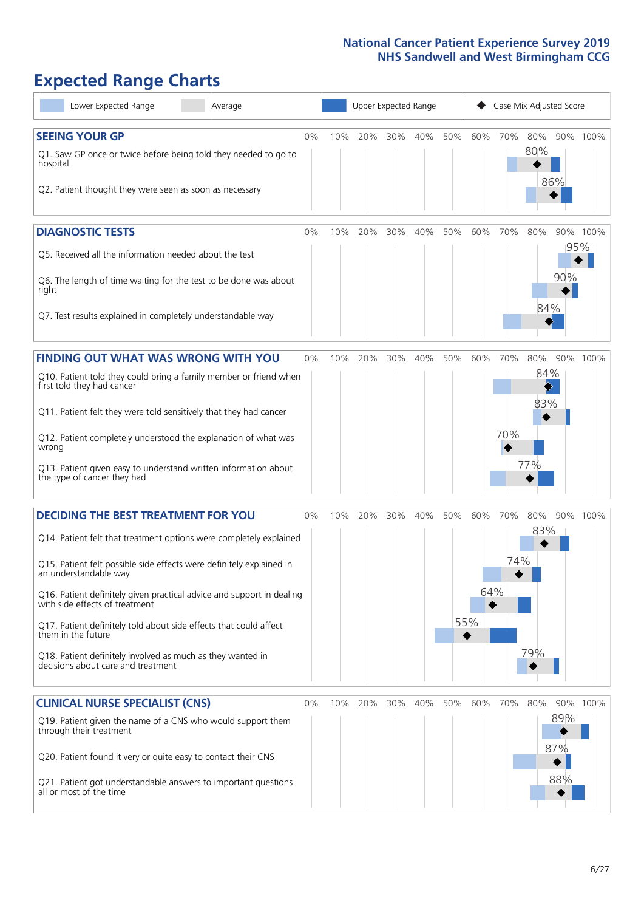# Expected Range Charts

National Cancer Patient Experience Survey 2019
NHS Sandwell and West Birmingham CCG

Lower Expected Range | Average | Upper Expected Range | Case Mix Adjusted Score

## SEEING YOUR GP

| Question | Case Mix Adjusted Score |
|---|---|
| Q1. Saw GP once or twice before being told they needed to go to hospital | 80% |
| Q2. Patient thought they were seen as soon as necessary | 86% |

## DIAGNOSTIC TESTS

| Question | Case Mix Adjusted Score |
|---|---|
| Q5. Received all the information needed about the test | 95% |
| Q6. The length of time waiting for the test to be done was about right | 90% |
| Q7. Test results explained in completely understandable way | 84% |

## FINDING OUT WHAT WAS WRONG WITH YOU

| Question | Case Mix Adjusted Score |
|---|---|
| Q10. Patient told they could bring a family member or friend when first told they had cancer | 84% |
| Q11. Patient felt they were told sensitively that they had cancer | 83% |
| Q12. Patient completely understood the explanation of what was wrong | 70% |
| Q13. Patient given easy to understand written information about the type of cancer they had | 77% |

## DECIDING THE BEST TREATMENT FOR YOU

| Question | Case Mix Adjusted Score |
|---|---|
| Q14. Patient felt that treatment options were completely explained | 83% |
| Q15. Patient felt possible side effects were definitely explained in an understandable way | 74% |
| Q16. Patient definitely given practical advice and support in dealing with side effects of treatment | 64% |
| Q17. Patient definitely told about side effects that could affect them in the future | 55% |
| Q18. Patient definitely involved as much as they wanted in decisions about care and treatment | 79% |

## CLINICAL NURSE SPECIALIST (CNS)

| Question | Case Mix Adjusted Score |
|---|---|
| Q19. Patient given the name of a CNS who would support them through their treatment | 89% |
| Q20. Patient found it very or quite easy to contact their CNS | 87% |
| Q21. Patient got understandable answers to important questions all or most of the time | 88% |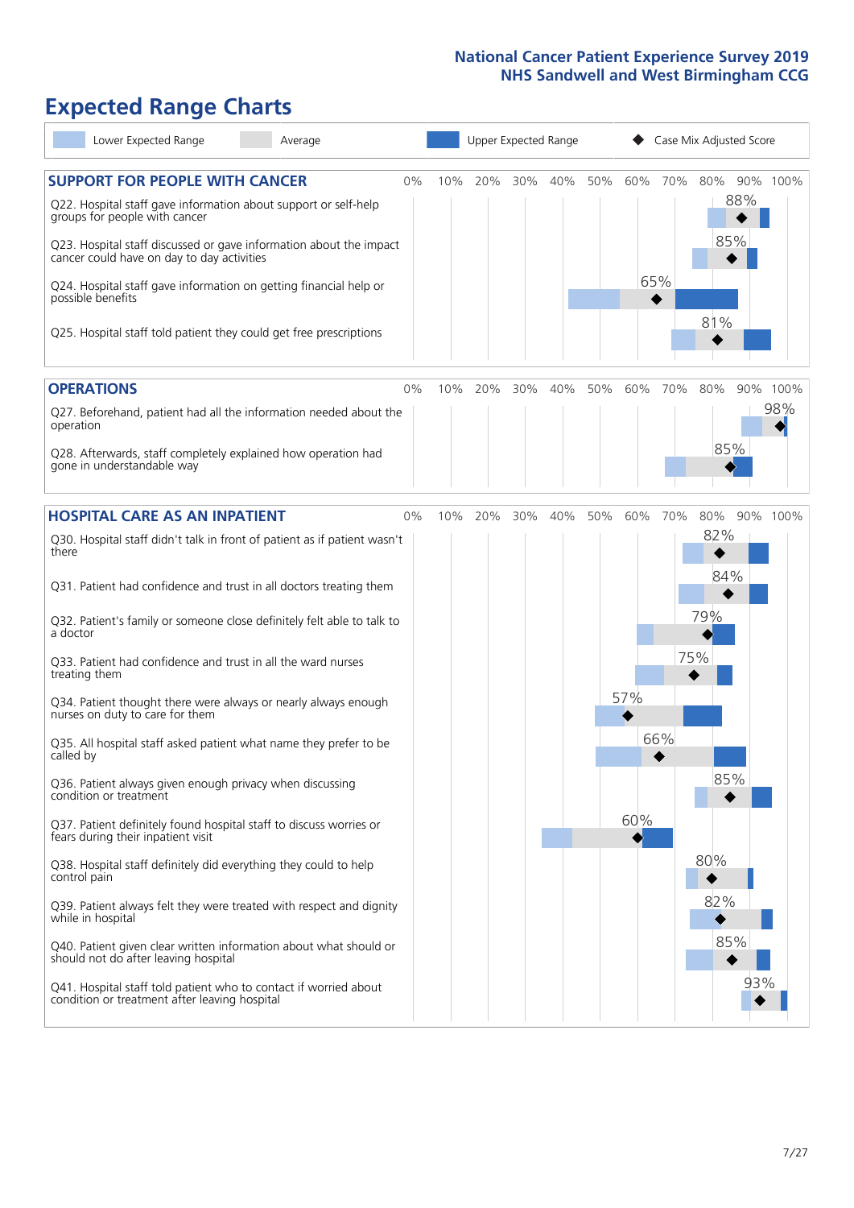# National Cancer Patient Experience Survey 2019
## NHS Sandwell and West Birmingham CCG

# Expected Range Charts

Lower Expected Range | Average | Upper Expected Range | Case Mix Adjusted Score

## SUPPORT FOR PEOPLE WITH CANCER

| Question | Case Mix Adjusted Score |
|---|---|
| Q22. Hospital staff gave information about support or self-help groups for people with cancer | 88% |
| Q23. Hospital staff discussed or gave information about the impact cancer could have on day to day activities | 85% |
| Q24. Hospital staff gave information on getting financial help or possible benefits | 65% |
| Q25. Hospital staff told patient they could get free prescriptions | 81% |

## OPERATIONS

| Question | Case Mix Adjusted Score |
|---|---|
| Q27. Beforehand, patient had all the information needed about the operation | 98% |
| Q28. Afterwards, staff completely explained how operation had gone in understandable way | 85% |

## HOSPITAL CARE AS AN INPATIENT

| Question | Case Mix Adjusted Score |
|---|---|
| Q30. Hospital staff didn't talk in front of patient as if patient wasn't there | 82% |
| Q31. Patient had confidence and trust in all doctors treating them | 84% |
| Q32. Patient's family or someone close definitely felt able to talk to a doctor | 79% |
| Q33. Patient had confidence and trust in all the ward nurses treating them | 75% |
| Q34. Patient thought there were always or nearly always enough nurses on duty to care for them | 57% |
| Q35. All hospital staff asked patient what name they prefer to be called by | 66% |
| Q36. Patient always given enough privacy when discussing condition or treatment | 85% |
| Q37. Patient definitely found hospital staff to discuss worries or fears during their inpatient visit | 60% |
| Q38. Hospital staff definitely did everything they could to help control pain | 80% |
| Q39. Patient always felt they were treated with respect and dignity while in hospital | 82% |
| Q40. Patient given clear written information about what should or should not do after leaving hospital | 85% |
| Q41. Hospital staff told patient who to contact if worried about condition or treatment after leaving hospital | 93% |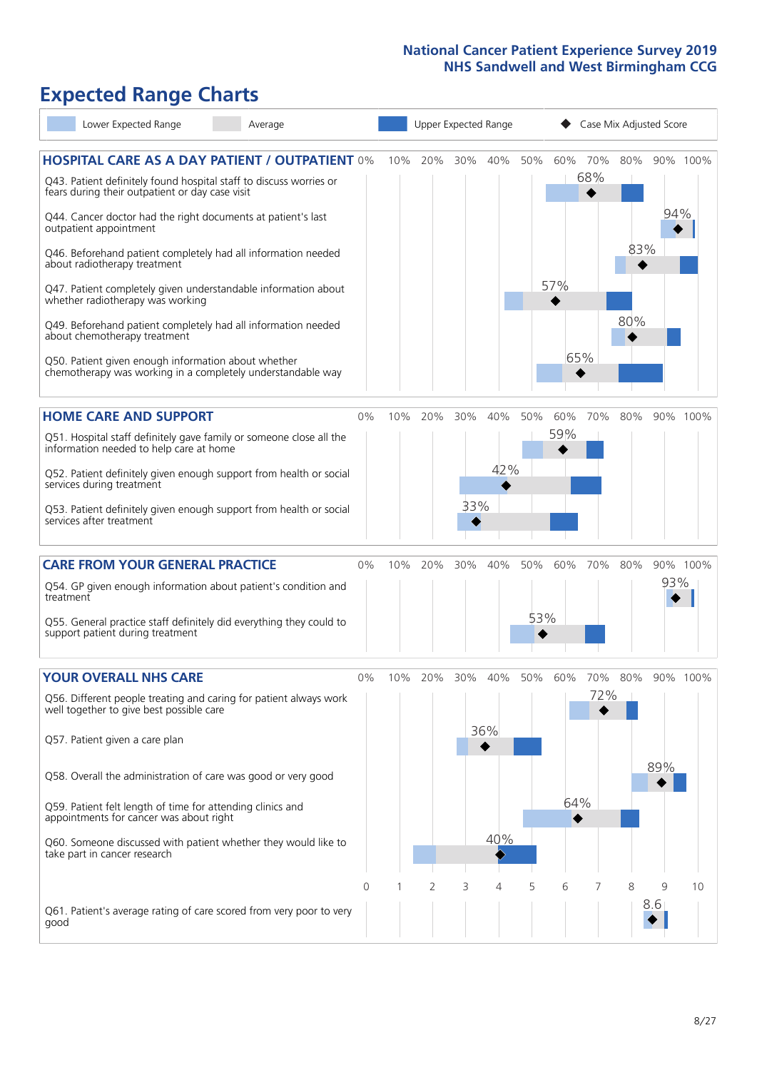# Expected Range Charts

Lower Expected Range | Average | Upper Expected Range | Case Mix Adjusted Score

## HOSPITAL CARE AS A DAY PATIENT / OUTPATIENT

| Question | Case Mix Adjusted Score |
|---|---|
| Q43. Patient definitely found hospital staff to discuss worries or fears during their outpatient or day case visit | 68% |
| Q44. Cancer doctor had the right documents at patient's last outpatient appointment | 94% |
| Q46. Beforehand patient completely had all information needed about radiotherapy treatment | 83% |
| Q47. Patient completely given understandable information about whether radiotherapy was working | 57% |
| Q49. Beforehand patient completely had all information needed about chemotherapy treatment | 80% |
| Q50. Patient given enough information about whether chemotherapy was working in a completely understandable way | 65% |

## HOME CARE AND SUPPORT

| Question | Case Mix Adjusted Score |
|---|---|
| Q51. Hospital staff definitely gave family or someone close all the information needed to help care at home | 59% |
| Q52. Patient definitely given enough support from health or social services during treatment | 42% |
| Q53. Patient definitely given enough support from health or social services after treatment | 33% |

## CARE FROM YOUR GENERAL PRACTICE

| Question | Case Mix Adjusted Score |
|---|---|
| Q54. GP given enough information about patient's condition and treatment | 93% |
| Q55. General practice staff definitely did everything they could to support patient during treatment | 53% |

## YOUR OVERALL NHS CARE

| Question | Case Mix Adjusted Score |
|---|---|
| Q56. Different people treating and caring for patient always work well together to give best possible care | 72% |
| Q57. Patient given a care plan | 36% |
| Q58. Overall the administration of care was good or very good | 89% |
| Q59. Patient felt length of time for attending clinics and appointments for cancer was about right | 64% |
| Q60. Someone discussed with patient whether they would like to take part in cancer research | 40% |
| Q61. Patient's average rating of care scored from very poor to very good | 8.6 |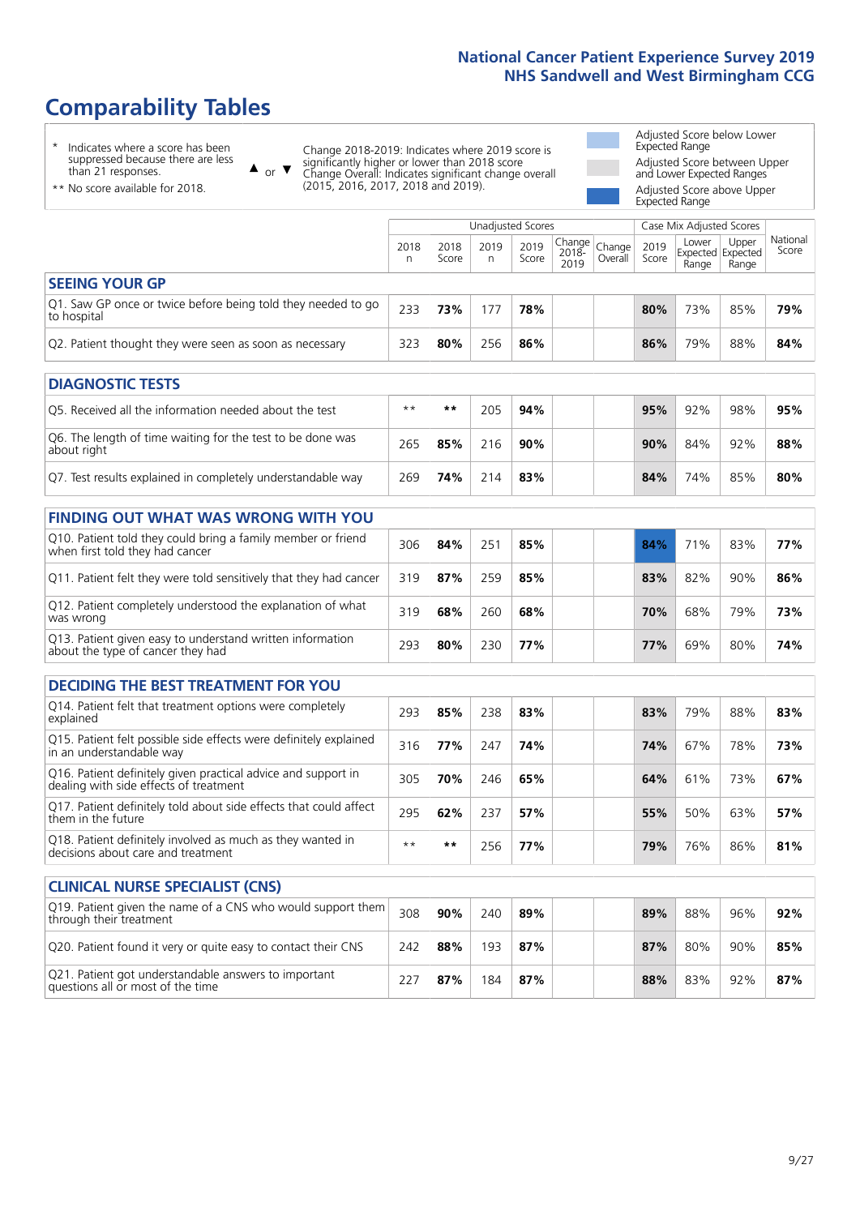# Comparability Tables

- \* Indicates where a score has been suppressed because there are less than 21 responses.
- \*\* No score available for 2018.

▲ or ▼ Change 2018-2019: Indicates where 2019 score is significantly higher or lower than 2018 score. Change Overall: Indicates significant change overall (2015, 2016, 2017, 2018 and 2019).

- Adjusted Score below Lower Expected Range
- Adjusted Score between Upper and Lower Expected Ranges
- Adjusted Score above Upper Expected Range

| | Unadjusted Scores | | | | | | Case Mix Adjusted Scores | | | |
|---|---|---|---|---|---|---|---|---|---|---|
| | 2018 n | 2018 Score | 2019 n | 2019 Score | Change 2018-2019 | Change Overall | 2019 Score | Lower Expected Range | Upper Expected Range | National Score |
| **SEEING YOUR GP** | | | | | | | | | | |
| Q1. Saw GP once or twice before being told they needed to go to hospital | 233 | **73%** | 177 | **78%** | | | **80%** | 73% | 85% | **79%** |
| Q2. Patient thought they were seen as soon as necessary | 323 | **80%** | 256 | **86%** | | | **86%** | 79% | 88% | **84%** |
| **DIAGNOSTIC TESTS** | | | | | | | | | | |
| Q5. Received all the information needed about the test | ** | ** | 205 | **94%** | | | **95%** | 92% | 98% | **95%** |
| Q6. The length of time waiting for the test to be done was about right | 265 | **85%** | 216 | **90%** | | | **90%** | 84% | 92% | **88%** |
| Q7. Test results explained in completely understandable way | 269 | **74%** | 214 | **83%** | | | **84%** | 74% | 85% | **80%** |
| **FINDING OUT WHAT WAS WRONG WITH YOU** | | | | | | | | | | |
| Q10. Patient told they could bring a family member or friend when first told they had cancer | 306 | **84%** | 251 | **85%** | | | **84%** | 71% | 83% | **77%** |
| Q11. Patient felt they were told sensitively that they had cancer | 319 | **87%** | 259 | **85%** | | | **83%** | 82% | 90% | **86%** |
| Q12. Patient completely understood the explanation of what was wrong | 319 | **68%** | 260 | **68%** | | | **70%** | 68% | 79% | **73%** |
| Q13. Patient given easy to understand written information about the type of cancer they had | 293 | **80%** | 230 | **77%** | | | **77%** | 69% | 80% | **74%** |
| **DECIDING THE BEST TREATMENT FOR YOU** | | | | | | | | | | |
| Q14. Patient felt that treatment options were completely explained | 293 | **85%** | 238 | **83%** | | | **83%** | 79% | 88% | **83%** |
| Q15. Patient felt possible side effects were definitely explained in an understandable way | 316 | **77%** | 247 | **74%** | | | **74%** | 67% | 78% | **73%** |
| Q16. Patient definitely given practical advice and support in dealing with side effects of treatment | 305 | **70%** | 246 | **65%** | | | **64%** | 61% | 73% | **67%** |
| Q17. Patient definitely told about side effects that could affect them in the future | 295 | **62%** | 237 | **57%** | | | **55%** | 50% | 63% | **57%** |
| Q18. Patient definitely involved as much as they wanted in decisions about care and treatment | ** | ** | 256 | **77%** | | | **79%** | 76% | 86% | **81%** |
| **CLINICAL NURSE SPECIALIST (CNS)** | | | | | | | | | | |
| Q19. Patient given the name of a CNS who would support them through their treatment | 308 | **90%** | 240 | **89%** | | | **89%** | 88% | 96% | **92%** |
| Q20. Patient found it very or quite easy to contact their CNS | 242 | **88%** | 193 | **87%** | | | **87%** | 80% | 90% | **85%** |
| Q21. Patient got understandable answers to important questions all or most of the time | 227 | **87%** | 184 | **87%** | | | **88%** | 83% | 92% | **87%** |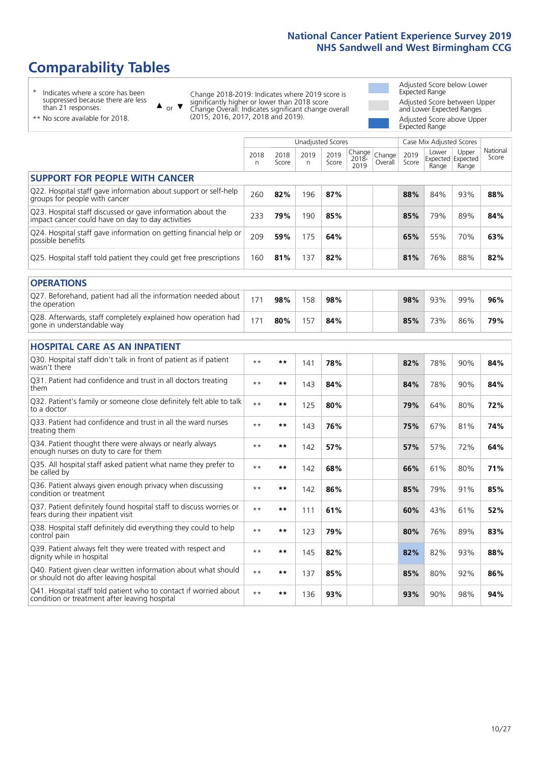# Comparability Tables

\* Indicates where a score has been suppressed because there are less than 21 responses.

\*\* No score available for 2018.

▲ or ▼ Change 2018-2019: Indicates where 2019 score is significantly higher or lower than 2018 score. Change Overall: Indicates significant change overall (2015, 2016, 2017, 2018 and 2019).

Adjusted Score below Lower Expected Range

Adjusted Score between Upper and Lower Expected Ranges

Adjusted Score above Upper Expected Range

| | Unadjusted Scores | | | | | | Case Mix Adjusted Scores | | | |
|---|---|---|---|---|---|---|---|---|---|---|
| | 2018 n | 2018 Score | 2019 n | 2019 Score | Change 2018-2019 | Change Overall | 2019 Score | Lower Expected Range | Upper Expected Range | National Score |
| **SUPPORT FOR PEOPLE WITH CANCER** | | | | | | | | | | |
| Q22. Hospital staff gave information about support or self-help groups for people with cancer | 260 | **82%** | 196 | **87%** | | | **88%** | 84% | 93% | **88%** |
| Q23. Hospital staff discussed or gave information about the impact cancer could have on day to day activities | 233 | **79%** | 190 | **85%** | | | **85%** | 79% | 89% | **84%** |
| Q24. Hospital staff gave information on getting financial help or possible benefits | 209 | **59%** | 175 | **64%** | | | **65%** | 55% | 70% | **63%** |
| Q25. Hospital staff told patient they could get free prescriptions | 160 | **81%** | 137 | **82%** | | | **81%** | 76% | 88% | **82%** |
| **OPERATIONS** | | | | | | | | | | |
| Q27. Beforehand, patient had all the information needed about the operation | 171 | **98%** | 158 | **98%** | | | **98%** | 93% | 99% | **96%** |
| Q28. Afterwards, staff completely explained how operation had gone in understandable way | 171 | **80%** | 157 | **84%** | | | **85%** | 73% | 86% | **79%** |
| **HOSPITAL CARE AS AN INPATIENT** | | | | | | | | | | |
| Q30. Hospital staff didn't talk in front of patient as if patient wasn't there | ** | ** | 141 | **78%** | | | **82%** | 78% | 90% | **84%** |
| Q31. Patient had confidence and trust in all doctors treating them | ** | ** | 143 | **84%** | | | **84%** | 78% | 90% | **84%** |
| Q32. Patient's family or someone close definitely felt able to talk to a doctor | ** | ** | 125 | **80%** | | | **79%** | 64% | 80% | **72%** |
| Q33. Patient had confidence and trust in all the ward nurses treating them | ** | ** | 143 | **76%** | | | **75%** | 67% | 81% | **74%** |
| Q34. Patient thought there were always or nearly always enough nurses on duty to care for them | ** | ** | 142 | **57%** | | | **57%** | 57% | 72% | **64%** |
| Q35. All hospital staff asked patient what name they prefer to be called by | ** | ** | 142 | **68%** | | | **66%** | 61% | 80% | **71%** |
| Q36. Patient always given enough privacy when discussing condition or treatment | ** | ** | 142 | **86%** | | | **85%** | 79% | 91% | **85%** |
| Q37. Patient definitely found hospital staff to discuss worries or fears during their inpatient visit | ** | ** | 111 | **61%** | | | **60%** | 43% | 61% | **52%** |
| Q38. Hospital staff definitely did everything they could to help control pain | ** | ** | 123 | **79%** | | | **80%** | 76% | 89% | **83%** |
| Q39. Patient always felt they were treated with respect and dignity while in hospital | ** | ** | 145 | **82%** | | | **82%** | 82% | 93% | **88%** |
| Q40. Patient given clear written information about what should or should not do after leaving hospital | ** | ** | 137 | **85%** | | | **85%** | 80% | 92% | **86%** |
| Q41. Hospital staff told patient who to contact if worried about condition or treatment after leaving hospital | ** | ** | 136 | **93%** | | | **93%** | 90% | 98% | **94%** |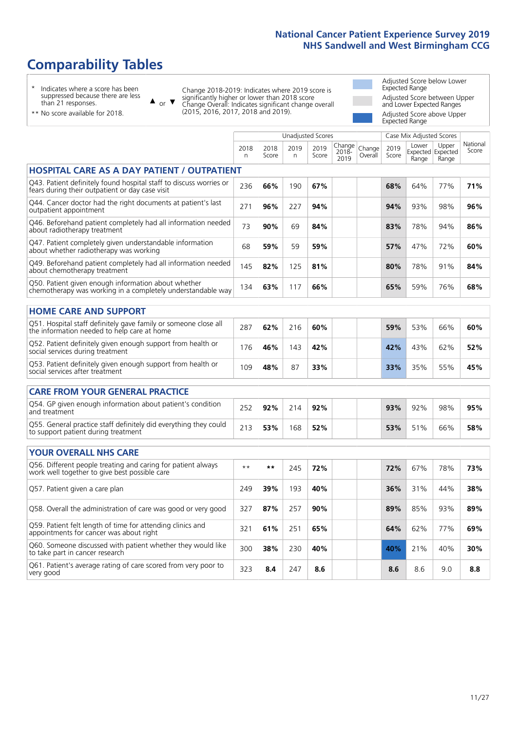# Comparability Tables

\* Indicates where a score has been suppressed because there are less than 21 responses.

\*\* No score available for 2018.

▲ or ▼ Change 2018-2019: Indicates where 2019 score is significantly higher or lower than 2018 score. Change Overall: Indicates significant change overall (2015, 2016, 2017, 2018 and 2019).

- Adjusted Score below Lower Expected Range
- Adjusted Score between Upper and Lower Expected Ranges
- Adjusted Score above Upper Expected Range

| | Unadjusted Scores | | | | | | Case Mix Adjusted Scores | | | |
|---|---|---|---|---|---|---|---|---|---|---|
| | 2018 n | 2018 Score | 2019 n | 2019 Score | Change 2018-2019 | Change Overall | 2019 Score | Lower Expected Range | Upper Expected Range | National Score |
| **HOSPITAL CARE AS A DAY PATIENT / OUTPATIENT** | | | | | | | | | | |
| Q43. Patient definitely found hospital staff to discuss worries or fears during their outpatient or day case visit | 236 | **66%** | 190 | **67%** | | | **68%** | 64% | 77% | **71%** |
| Q44. Cancer doctor had the right documents at patient's last outpatient appointment | 271 | **96%** | 227 | **94%** | | | **94%** | 93% | 98% | **96%** |
| Q46. Beforehand patient completely had all information needed about radiotherapy treatment | 73 | **90%** | 69 | **84%** | | | **83%** | 78% | 94% | **86%** |
| Q47. Patient completely given understandable information about whether radiotherapy was working | 68 | **59%** | 59 | **59%** | | | **57%** | 47% | 72% | **60%** |
| Q49. Beforehand patient completely had all information needed about chemotherapy treatment | 145 | **82%** | 125 | **81%** | | | **80%** | 78% | 91% | **84%** |
| Q50. Patient given enough information about whether chemotherapy was working in a completely understandable way | 134 | **63%** | 117 | **66%** | | | **65%** | 59% | 76% | **68%** |
| **HOME CARE AND SUPPORT** | | | | | | | | | | |
| Q51. Hospital staff definitely gave family or someone close all the information needed to help care at home | 287 | **62%** | 216 | **60%** | | | **59%** | 53% | 66% | **60%** |
| Q52. Patient definitely given enough support from health or social services during treatment | 176 | **46%** | 143 | **42%** | | | **42%** | 43% | 62% | **52%** |
| Q53. Patient definitely given enough support from health or social services after treatment | 109 | **48%** | 87 | **33%** | | | **33%** | 35% | 55% | **45%** |
| **CARE FROM YOUR GENERAL PRACTICE** | | | | | | | | | | |
| Q54. GP given enough information about patient's condition and treatment | 252 | **92%** | 214 | **92%** | | | **93%** | 92% | 98% | **95%** |
| Q55. General practice staff definitely did everything they could to support patient during treatment | 213 | **53%** | 168 | **52%** | | | **53%** | 51% | 66% | **58%** |
| **YOUR OVERALL NHS CARE** | | | | | | | | | | |
| Q56. Different people treating and caring for patient always work well together to give best possible care | ** | ** | 245 | **72%** | | | **72%** | 67% | 78% | **73%** |
| Q57. Patient given a care plan | 249 | **39%** | 193 | **40%** | | | **36%** | 31% | 44% | **38%** |
| Q58. Overall the administration of care was good or very good | 327 | **87%** | 257 | **90%** | | | **89%** | 85% | 93% | **89%** |
| Q59. Patient felt length of time for attending clinics and appointments for cancer was about right | 321 | **61%** | 251 | **65%** | | | **64%** | 62% | 77% | **69%** |
| Q60. Someone discussed with patient whether they would like to take part in cancer research | 300 | **38%** | 230 | **40%** | | | **40%** | 21% | 40% | **30%** |
| Q61. Patient's average rating of care scored from very poor to very good | 323 | **8.4** | 247 | **8.6** | | | **8.6** | 8.6 | 9.0 | **8.8** |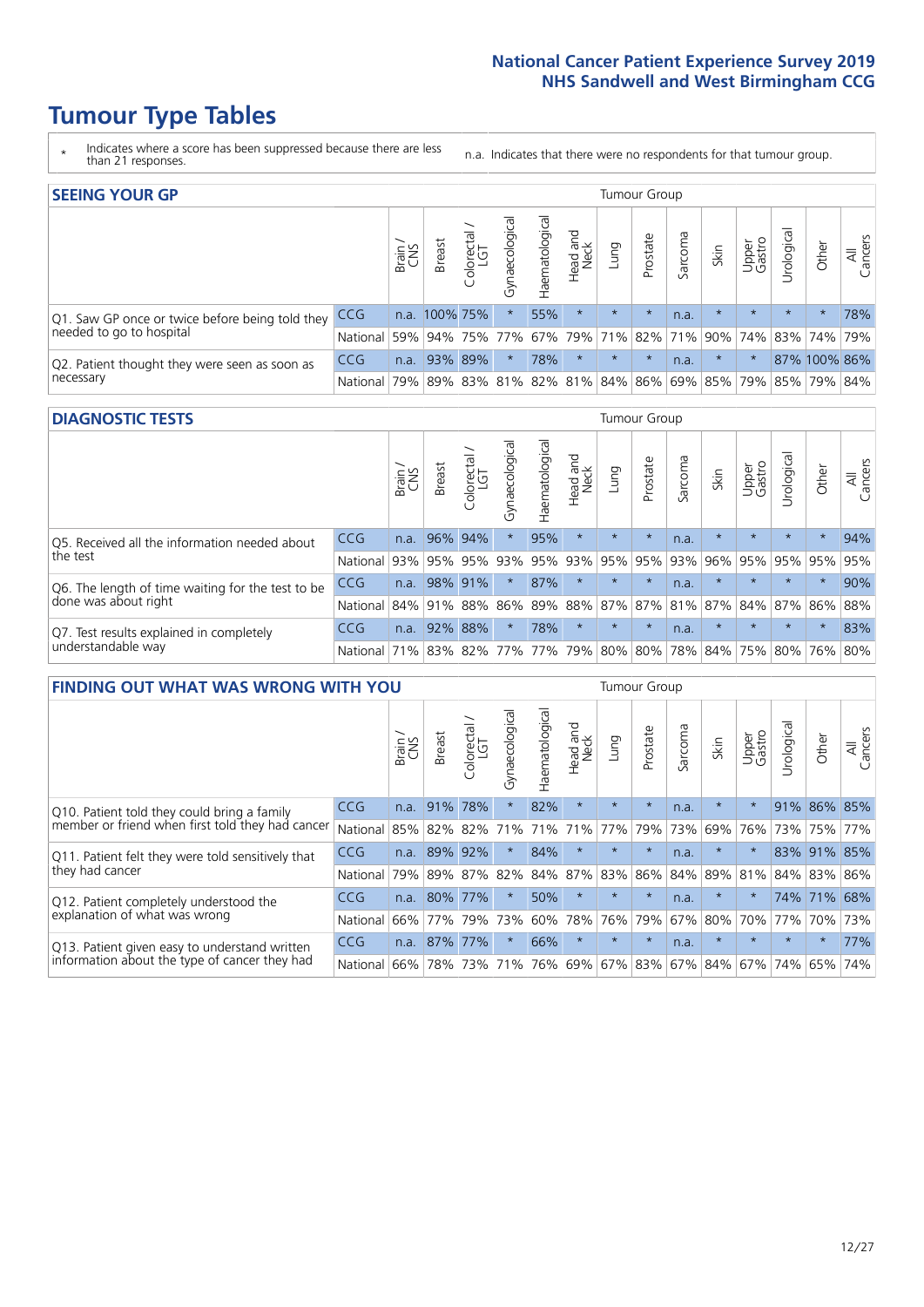# Tumour Type Tables

\* Indicates where a score has been suppressed because there are less than 21 responses.

n.a. Indicates that there were no respondents for that tumour group.

## SEEING YOUR GP

| | | Brain / CNS | Breast | Colorectal / LGT | Gynaecological | Haematological | Head and Neck | Lung | Prostate | Sarcoma | Skin | Upper Gastro | Urological | Other | All Cancers |
|---|---|---|---|---|---|---|---|---|---|---|---|---|---|---|---|
| Q1. Saw GP once or twice before being told they needed to go to hospital | CCG | n.a. | 100% | 75% | * | 55% | * | * | * | n.a. | * | * | * | * | 78% |
| | National | 59% | 94% | 75% | 77% | 67% | 79% | 71% | 82% | 71% | 90% | 74% | 83% | 74% | 79% |
| Q2. Patient thought they were seen as soon as necessary | CCG | n.a. | 93% | 89% | * | 78% | * | * | * | n.a. | * | * | 87% | 100% | 86% |
| | National | 79% | 89% | 83% | 81% | 82% | 81% | 84% | 86% | 69% | 85% | 79% | 85% | 79% | 84% |

## DIAGNOSTIC TESTS

| | | Brain / CNS | Breast | Colorectal / LGT | Gynaecological | Haematological | Head and Neck | Lung | Prostate | Sarcoma | Skin | Upper Gastro | Urological | Other | All Cancers |
|---|---|---|---|---|---|---|---|---|---|---|---|---|---|---|---|
| Q5. Received all the information needed about the test | CCG | n.a. | 96% | 94% | * | 95% | * | * | * | n.a. | * | * | * | * | 94% |
| | National | 93% | 95% | 95% | 93% | 95% | 93% | 95% | 95% | 93% | 96% | 95% | 95% | 95% | 95% |
| Q6. The length of time waiting for the test to be done was about right | CCG | n.a. | 98% | 91% | * | 87% | * | * | * | n.a. | * | * | * | * | 90% |
| | National | 84% | 91% | 88% | 86% | 89% | 88% | 87% | 87% | 81% | 87% | 84% | 87% | 86% | 88% |
| Q7. Test results explained in completely understandable way | CCG | n.a. | 92% | 88% | * | 78% | * | * | * | n.a. | * | * | * | * | 83% |
| | National | 71% | 83% | 82% | 77% | 77% | 79% | 80% | 80% | 78% | 84% | 75% | 80% | 76% | 80% |

## FINDING OUT WHAT WAS WRONG WITH YOU

| | | Brain / CNS | Breast | Colorectal / LGT | Gynaecological | Haematological | Head and Neck | Lung | Prostate | Sarcoma | Skin | Upper Gastro | Urological | Other | All Cancers |
|---|---|---|---|---|---|---|---|---|---|---|---|---|---|---|---|
| Q10. Patient told they could bring a family member or friend when first told they had cancer | CCG | n.a. | 91% | 78% | * | 82% | * | * | * | n.a. | * | * | 91% | 86% | 85% |
| | National | 85% | 82% | 82% | 71% | 71% | 71% | 77% | 79% | 73% | 69% | 76% | 73% | 75% | 77% |
| Q11. Patient felt they were told sensitively that they had cancer | CCG | n.a. | 89% | 92% | * | 84% | * | * | * | n.a. | * | * | 83% | 91% | 85% |
| | National | 79% | 89% | 87% | 82% | 84% | 87% | 83% | 86% | 84% | 89% | 81% | 84% | 83% | 86% |
| Q12. Patient completely understood the explanation of what was wrong | CCG | n.a. | 80% | 77% | * | 50% | * | * | * | n.a. | * | * | 74% | 71% | 68% |
| | National | 66% | 77% | 79% | 73% | 60% | 78% | 76% | 79% | 67% | 80% | 70% | 77% | 70% | 73% |
| Q13. Patient given easy to understand written information about the type of cancer they had | CCG | n.a. | 87% | 77% | * | 66% | * | * | * | n.a. | * | * | * | * | 77% |
| | National | 66% | 78% | 73% | 71% | 76% | 69% | 67% | 83% | 67% | 84% | 67% | 74% | 65% | 74% |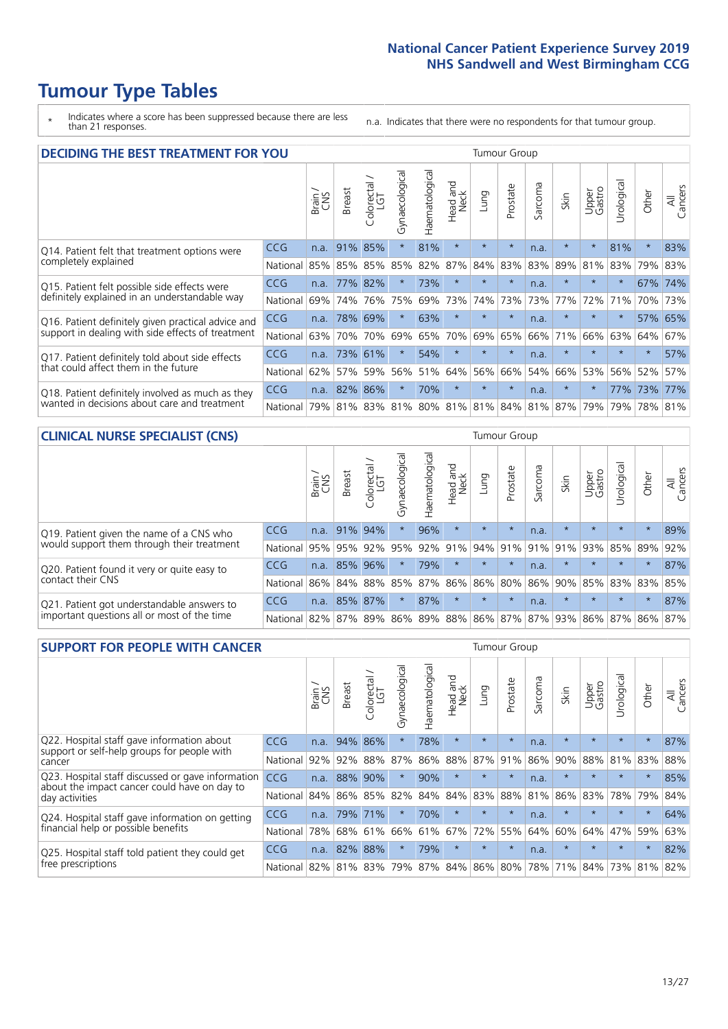# Tumour Type Tables

\* Indicates where a score has been suppressed because there are less than 21 responses.

n.a. Indicates that there were no respondents for that tumour group.

## DECIDING THE BEST TREATMENT FOR YOU

| | | Brain / CNS | Breast | Colorectal / LGT | Gynaecological | Haematological | Head and Neck | Lung | Prostate | Sarcoma | Skin | Upper Gastro | Urological | Other | All Cancers |
|---|---|---|---|---|---|---|---|---|---|---|---|---|---|---|---|
| Q14. Patient felt that treatment options were completely explained | CCG | n.a. | 91% | 85% | * | 81% | * | * | * | n.a. | * | * | 81% | * | 83% |
| | National | 85% | 85% | 85% | 85% | 82% | 87% | 84% | 83% | 83% | 89% | 81% | 83% | 79% | 83% |
| Q15. Patient felt possible side effects were definitely explained in an understandable way | CCG | n.a. | 77% | 82% | * | 73% | * | * | * | n.a. | * | * | * | 67% | 74% |
| | National | 69% | 74% | 76% | 75% | 69% | 73% | 74% | 73% | 73% | 77% | 72% | 71% | 70% | 73% |
| Q16. Patient definitely given practical advice and support in dealing with side effects of treatment | CCG | n.a. | 78% | 69% | * | 63% | * | * | * | n.a. | * | * | * | 57% | 65% |
| | National | 63% | 70% | 70% | 69% | 65% | 70% | 69% | 65% | 66% | 71% | 66% | 63% | 64% | 67% |
| Q17. Patient definitely told about side effects that could affect them in the future | CCG | n.a. | 73% | 61% | * | 54% | * | * | * | n.a. | * | * | * | * | 57% |
| | National | 62% | 57% | 59% | 56% | 51% | 64% | 56% | 66% | 54% | 66% | 53% | 56% | 52% | 57% |
| Q18. Patient definitely involved as much as they wanted in decisions about care and treatment | CCG | n.a. | 82% | 86% | * | 70% | * | * | * | n.a. | * | * | 77% | 73% | 77% |
| | National | 79% | 81% | 83% | 81% | 80% | 81% | 81% | 84% | 81% | 87% | 79% | 79% | 78% | 81% |

## CLINICAL NURSE SPECIALIST (CNS)

| | | Brain / CNS | Breast | Colorectal / LGT | Gynaecological | Haematological | Head and Neck | Lung | Prostate | Sarcoma | Skin | Upper Gastro | Urological | Other | All Cancers |
|---|---|---|---|---|---|---|---|---|---|---|---|---|---|---|---|
| Q19. Patient given the name of a CNS who would support them through their treatment | CCG | n.a. | 91% | 94% | * | 96% | * | * | * | n.a. | * | * | * | * | 89% |
| | National | 95% | 95% | 92% | 95% | 92% | 91% | 94% | 91% | 91% | 91% | 93% | 85% | 89% | 92% |
| Q20. Patient found it very or quite easy to contact their CNS | CCG | n.a. | 85% | 96% | * | 79% | * | * | * | n.a. | * | * | * | * | 87% |
| | National | 86% | 84% | 88% | 85% | 87% | 86% | 86% | 80% | 86% | 90% | 85% | 83% | 83% | 85% |
| Q21. Patient got understandable answers to important questions all or most of the time | CCG | n.a. | 85% | 87% | * | 87% | * | * | * | n.a. | * | * | * | * | 87% |
| | National | 82% | 87% | 89% | 86% | 89% | 88% | 86% | 87% | 87% | 93% | 86% | 87% | 86% | 87% |

## SUPPORT FOR PEOPLE WITH CANCER

| | | Brain / CNS | Breast | Colorectal / LGT | Gynaecological | Haematological | Head and Neck | Lung | Prostate | Sarcoma | Skin | Upper Gastro | Urological | Other | All Cancers |
|---|---|---|---|---|---|---|---|---|---|---|---|---|---|---|---|
| Q22. Hospital staff gave information about support or self-help groups for people with cancer | CCG | n.a. | 94% | 86% | * | 78% | * | * | * | n.a. | * | * | * | * | 87% |
| | National | 92% | 92% | 88% | 87% | 86% | 88% | 87% | 91% | 86% | 90% | 88% | 81% | 83% | 88% |
| Q23. Hospital staff discussed or gave information about the impact cancer could have on day to day activities | CCG | n.a. | 88% | 90% | * | 90% | * | * | * | n.a. | * | * | * | * | 85% |
| | National | 84% | 86% | 85% | 82% | 84% | 84% | 83% | 88% | 81% | 86% | 83% | 78% | 79% | 84% |
| Q24. Hospital staff gave information on getting financial help or possible benefits | CCG | n.a. | 79% | 71% | * | 70% | * | * | * | n.a. | * | * | * | * | 64% |
| | National | 78% | 68% | 61% | 66% | 61% | 67% | 72% | 55% | 64% | 60% | 64% | 47% | 59% | 63% |
| Q25. Hospital staff told patient they could get free prescriptions | CCG | n.a. | 82% | 88% | * | 79% | * | * | * | n.a. | * | * | * | * | 82% |
| | National | 82% | 81% | 83% | 79% | 87% | 84% | 86% | 80% | 78% | 71% | 84% | 73% | 81% | 82% |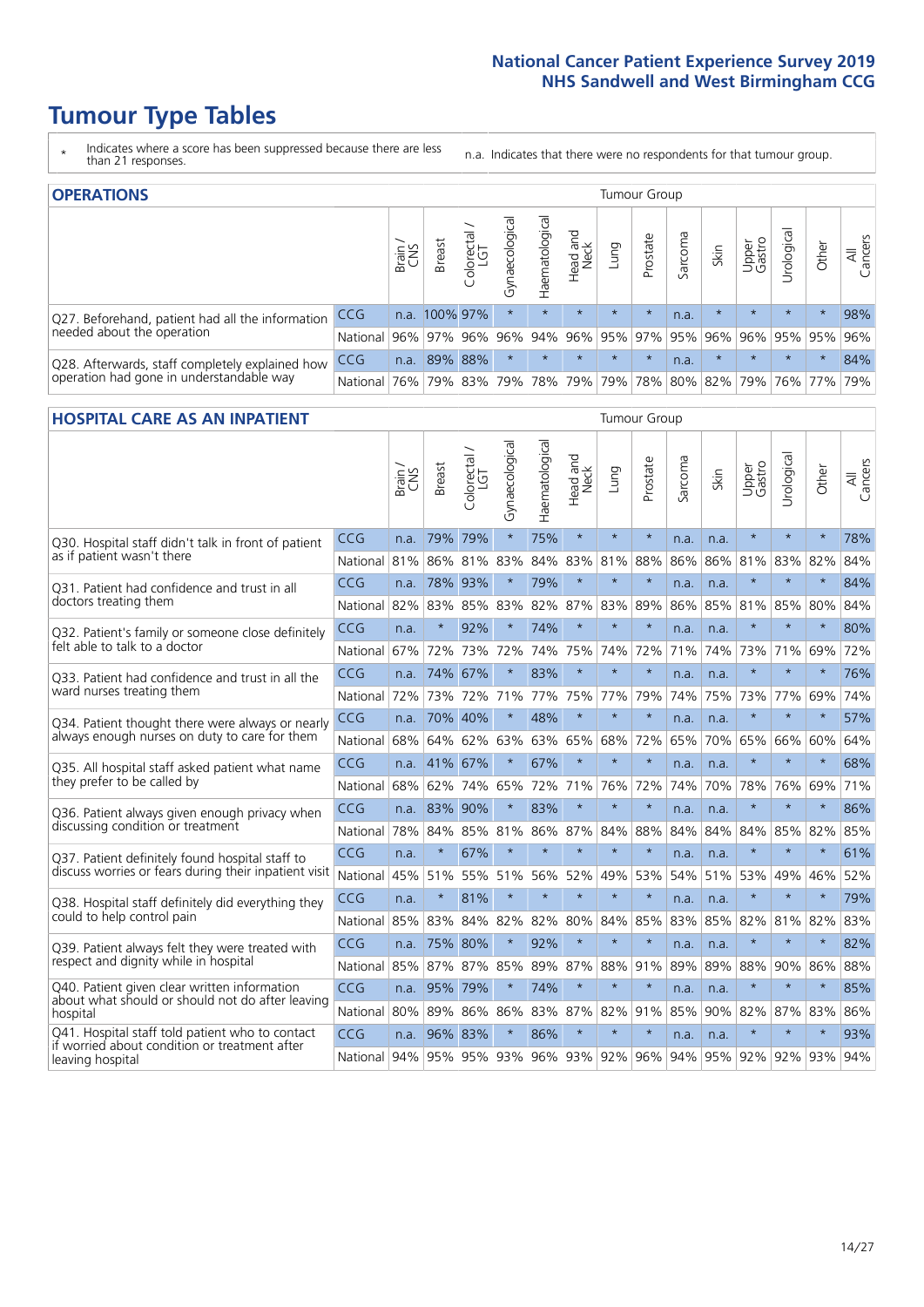# Tumour Type Tables

\* Indicates where a score has been suppressed because there are less than 21 responses.

n.a. Indicates that there were no respondents for that tumour group.

## OPERATIONS

| | | Brain / CNS | Breast | Colorectal / LGT | Gynaecological | Haematological | Head and Neck | Lung | Prostate | Sarcoma | Skin | Upper Gastro | Urological | Other | All Cancers |
|---|---|---|---|---|---|---|---|---|---|---|---|---|---|---|---|
| Q27. Beforehand, patient had all the information needed about the operation | CCG | n.a. | 100% | 97% | * | * | * | * | * | n.a. | * | * | * | * | 98% |
| | National | 96% | 97% | 96% | 96% | 94% | 96% | 95% | 97% | 95% | 96% | 96% | 95% | 95% | 96% |
| Q28. Afterwards, staff completely explained how operation had gone in understandable way | CCG | n.a. | 89% | 88% | * | * | * | * | * | n.a. | * | * | * | * | 84% |
| | National | 76% | 79% | 83% | 79% | 78% | 79% | 79% | 78% | 80% | 82% | 79% | 76% | 77% | 79% |

## HOSPITAL CARE AS AN INPATIENT

| | | Brain / CNS | Breast | Colorectal / LGT | Gynaecological | Haematological | Head and Neck | Lung | Prostate | Sarcoma | Skin | Upper Gastro | Urological | Other | All Cancers |
|---|---|---|---|---|---|---|---|---|---|---|---|---|---|---|---|
| Q30. Hospital staff didn't talk in front of patient as if patient wasn't there | CCG | n.a. | 79% | 79% | * | 75% | * | * | * | n.a. | n.a. | * | * | * | 78% |
| | National | 81% | 86% | 81% | 83% | 84% | 83% | 81% | 88% | 86% | 86% | 81% | 83% | 82% | 84% |
| Q31. Patient had confidence and trust in all doctors treating them | CCG | n.a. | 78% | 93% | * | 79% | * | * | * | n.a. | n.a. | * | * | * | 84% |
| | National | 82% | 83% | 85% | 83% | 82% | 87% | 83% | 89% | 86% | 85% | 81% | 85% | 80% | 84% |
| Q32. Patient's family or someone close definitely felt able to talk to a doctor | CCG | n.a. | * | 92% | * | 74% | * | * | * | n.a. | n.a. | * | * | * | 80% |
| | National | 67% | 72% | 73% | 72% | 74% | 75% | 74% | 72% | 71% | 74% | 73% | 71% | 69% | 72% |
| Q33. Patient had confidence and trust in all the ward nurses treating them | CCG | n.a. | 74% | 67% | * | 83% | * | * | * | n.a. | n.a. | * | * | * | 76% |
| | National | 72% | 73% | 72% | 71% | 77% | 75% | 77% | 79% | 74% | 75% | 73% | 77% | 69% | 74% |
| Q34. Patient thought there were always or nearly always enough nurses on duty to care for them | CCG | n.a. | 70% | 40% | * | 48% | * | * | * | n.a. | n.a. | * | * | * | 57% |
| | National | 68% | 64% | 62% | 63% | 63% | 65% | 68% | 72% | 65% | 70% | 65% | 66% | 60% | 64% |
| Q35. All hospital staff asked patient what name they prefer to be called by | CCG | n.a. | 41% | 67% | * | 67% | * | * | * | n.a. | n.a. | * | * | * | 68% |
| | National | 68% | 62% | 74% | 65% | 72% | 71% | 76% | 72% | 74% | 70% | 78% | 76% | 69% | 71% |
| Q36. Patient always given enough privacy when discussing condition or treatment | CCG | n.a. | 83% | 90% | * | 83% | * | * | * | n.a. | n.a. | * | * | * | 86% |
| | National | 78% | 84% | 85% | 81% | 86% | 87% | 84% | 88% | 84% | 84% | 84% | 85% | 82% | 85% |
| Q37. Patient definitely found hospital staff to discuss worries or fears during their inpatient visit | CCG | n.a. | * | 67% | * | * | * | * | * | n.a. | n.a. | * | * | * | 61% |
| | National | 45% | 51% | 55% | 51% | 56% | 52% | 49% | 53% | 54% | 51% | 53% | 49% | 46% | 52% |
| Q38. Hospital staff definitely did everything they could to help control pain | CCG | n.a. | * | 81% | * | * | * | * | * | n.a. | n.a. | * | * | * | 79% |
| | National | 85% | 83% | 84% | 82% | 82% | 80% | 84% | 85% | 83% | 85% | 82% | 81% | 82% | 83% |
| Q39. Patient always felt they were treated with respect and dignity while in hospital | CCG | n.a. | 75% | 80% | * | 92% | * | * | * | n.a. | n.a. | * | * | * | 82% |
| | National | 85% | 87% | 87% | 85% | 89% | 87% | 88% | 91% | 89% | 89% | 88% | 90% | 86% | 88% |
| Q40. Patient given clear written information about what should or should not do after leaving hospital | CCG | n.a. | 95% | 79% | * | 74% | * | * | * | n.a. | n.a. | * | * | * | 85% |
| | National | 80% | 89% | 86% | 86% | 83% | 87% | 82% | 91% | 85% | 90% | 82% | 87% | 83% | 86% |
| Q41. Hospital staff told patient who to contact if worried about condition or treatment after leaving hospital | CCG | n.a. | 96% | 83% | * | 86% | * | * | * | n.a. | n.a. | * | * | * | 93% |
| | National | 94% | 95% | 95% | 93% | 96% | 93% | 92% | 96% | 94% | 95% | 92% | 92% | 93% | 94% |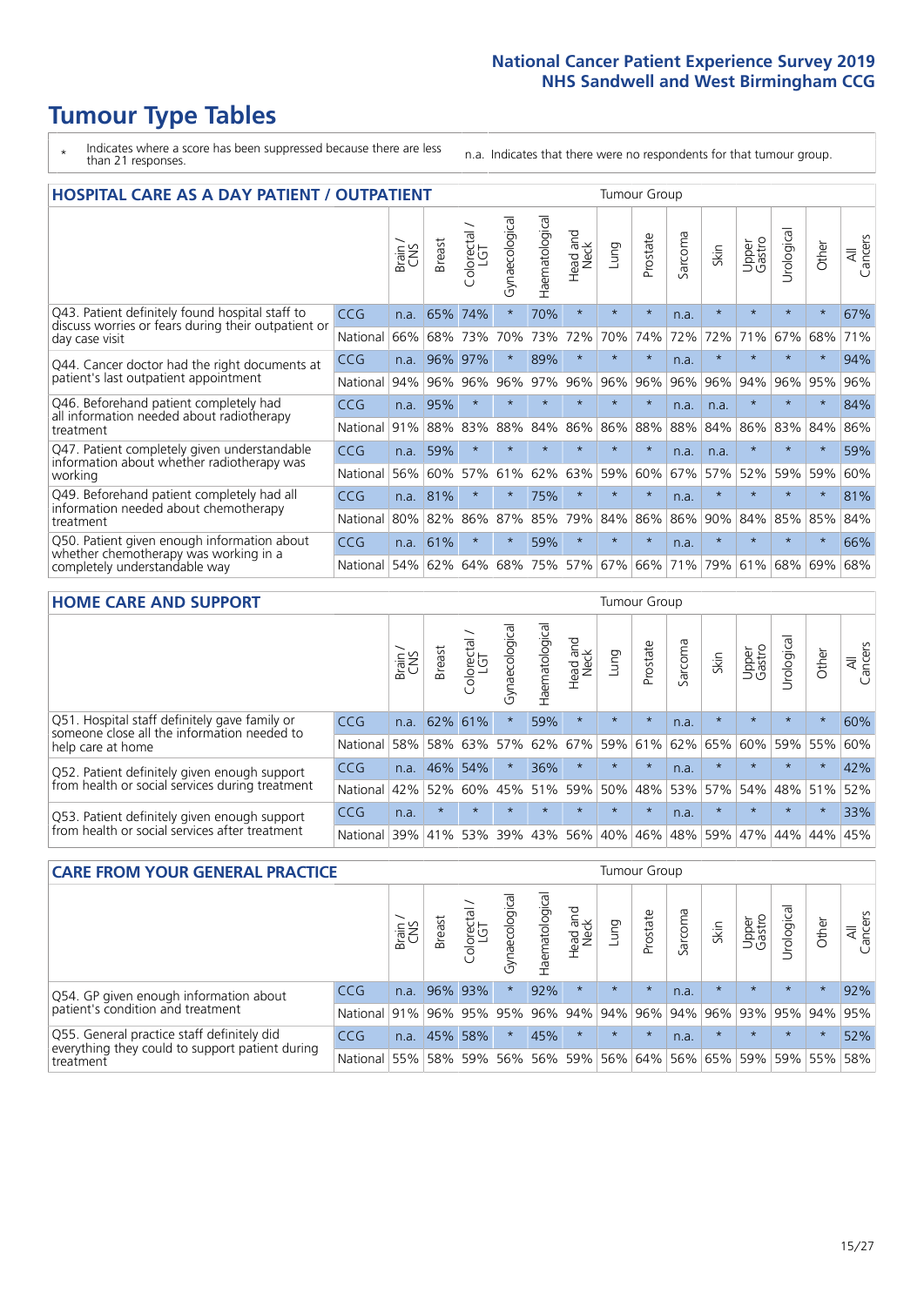# Tumour Type Tables

- \* Indicates where a score has been suppressed because there are less than 21 responses.
- n.a. Indicates that there were no respondents for that tumour group.

## HOSPITAL CARE AS A DAY PATIENT / OUTPATIENT

| | | Brain / CNS | Breast | Colorectal / LGT | Gynaecological | Haematological | Head and Neck | Lung | Prostate | Sarcoma | Skin | Upper Gastro | Urological | Other | All Cancers |
|---|---|---|---|---|---|---|---|---|---|---|---|---|---|---|---|
| Q43. Patient definitely found hospital staff to discuss worries or fears during their outpatient or day case visit | CCG | n.a. | 65% | 74% | * | 70% | * | * | * | n.a. | * | * | * | * | 67% |
| | National | 66% | 68% | 73% | 70% | 73% | 72% | 70% | 74% | 72% | 72% | 71% | 67% | 68% | 71% |
| Q44. Cancer doctor had the right documents at patient's last outpatient appointment | CCG | n.a. | 96% | 97% | * | 89% | * | * | * | n.a. | * | * | * | * | 94% |
| | National | 94% | 96% | 96% | 96% | 97% | 96% | 96% | 96% | 96% | 96% | 94% | 96% | 95% | 96% |
| Q46. Beforehand patient completely had all information needed about radiotherapy treatment | CCG | n.a. | 95% | * | * | * | * | * | * | n.a. | n.a. | * | * | * | 84% |
| | National | 91% | 88% | 83% | 88% | 84% | 86% | 86% | 88% | 88% | 84% | 86% | 83% | 84% | 86% |
| Q47. Patient completely given understandable information about whether radiotherapy was working | CCG | n.a. | 59% | * | * | * | * | * | * | n.a. | n.a. | * | * | * | 59% |
| | National | 56% | 60% | 57% | 61% | 62% | 63% | 59% | 60% | 67% | 57% | 52% | 59% | 59% | 60% |
| Q49. Beforehand patient completely had all information needed about chemotherapy treatment | CCG | n.a. | 81% | * | * | 75% | * | * | * | n.a. | * | * | * | * | 81% |
| | National | 80% | 82% | 86% | 87% | 85% | 79% | 84% | 86% | 86% | 90% | 84% | 85% | 85% | 84% |
| Q50. Patient given enough information about whether chemotherapy was working in a completely understandable way | CCG | n.a. | 61% | * | * | 59% | * | * | * | n.a. | * | * | * | * | 66% |
| | National | 54% | 62% | 64% | 68% | 75% | 57% | 67% | 66% | 71% | 79% | 61% | 68% | 69% | 68% |

## HOME CARE AND SUPPORT

| | | Brain / CNS | Breast | Colorectal / LGT | Gynaecological | Haematological | Head and Neck | Lung | Prostate | Sarcoma | Skin | Upper Gastro | Urological | Other | All Cancers |
|---|---|---|---|---|---|---|---|---|---|---|---|---|---|---|---|
| Q51. Hospital staff definitely gave family or someone close all the information needed to help care at home | CCG | n.a. | 62% | 61% | * | 59% | * | * | * | n.a. | * | * | * | * | 60% |
| | National | 58% | 58% | 63% | 57% | 62% | 67% | 59% | 61% | 62% | 65% | 60% | 59% | 55% | 60% |
| Q52. Patient definitely given enough support from health or social services during treatment | CCG | n.a. | 46% | 54% | * | 36% | * | * | * | n.a. | * | * | * | * | 42% |
| | National | 42% | 52% | 60% | 45% | 51% | 59% | 50% | 48% | 53% | 57% | 54% | 48% | 51% | 52% |
| Q53. Patient definitely given enough support from health or social services after treatment | CCG | n.a. | * | * | * | * | * | * | * | n.a. | * | * | * | * | 33% |
| | National | 39% | 41% | 53% | 39% | 43% | 56% | 40% | 46% | 48% | 59% | 47% | 44% | 44% | 45% |

## CARE FROM YOUR GENERAL PRACTICE

| | | Brain / CNS | Breast | Colorectal / LGT | Gynaecological | Haematological | Head and Neck | Lung | Prostate | Sarcoma | Skin | Upper Gastro | Urological | Other | All Cancers |
|---|---|---|---|---|---|---|---|---|---|---|---|---|---|---|---|
| Q54. GP given enough information about patient's condition and treatment | CCG | n.a. | 96% | 93% | * | 92% | * | * | * | n.a. | * | * | * | * | 92% |
| | National | 91% | 96% | 95% | 95% | 96% | 94% | 94% | 96% | 94% | 96% | 93% | 95% | 94% | 95% |
| Q55. General practice staff definitely did everything they could to support patient during treatment | CCG | n.a. | 45% | 58% | * | 45% | * | * | * | n.a. | * | * | * | * | 52% |
| | National | 55% | 58% | 59% | 56% | 56% | 59% | 56% | 64% | 56% | 65% | 59% | 59% | 55% | 58% |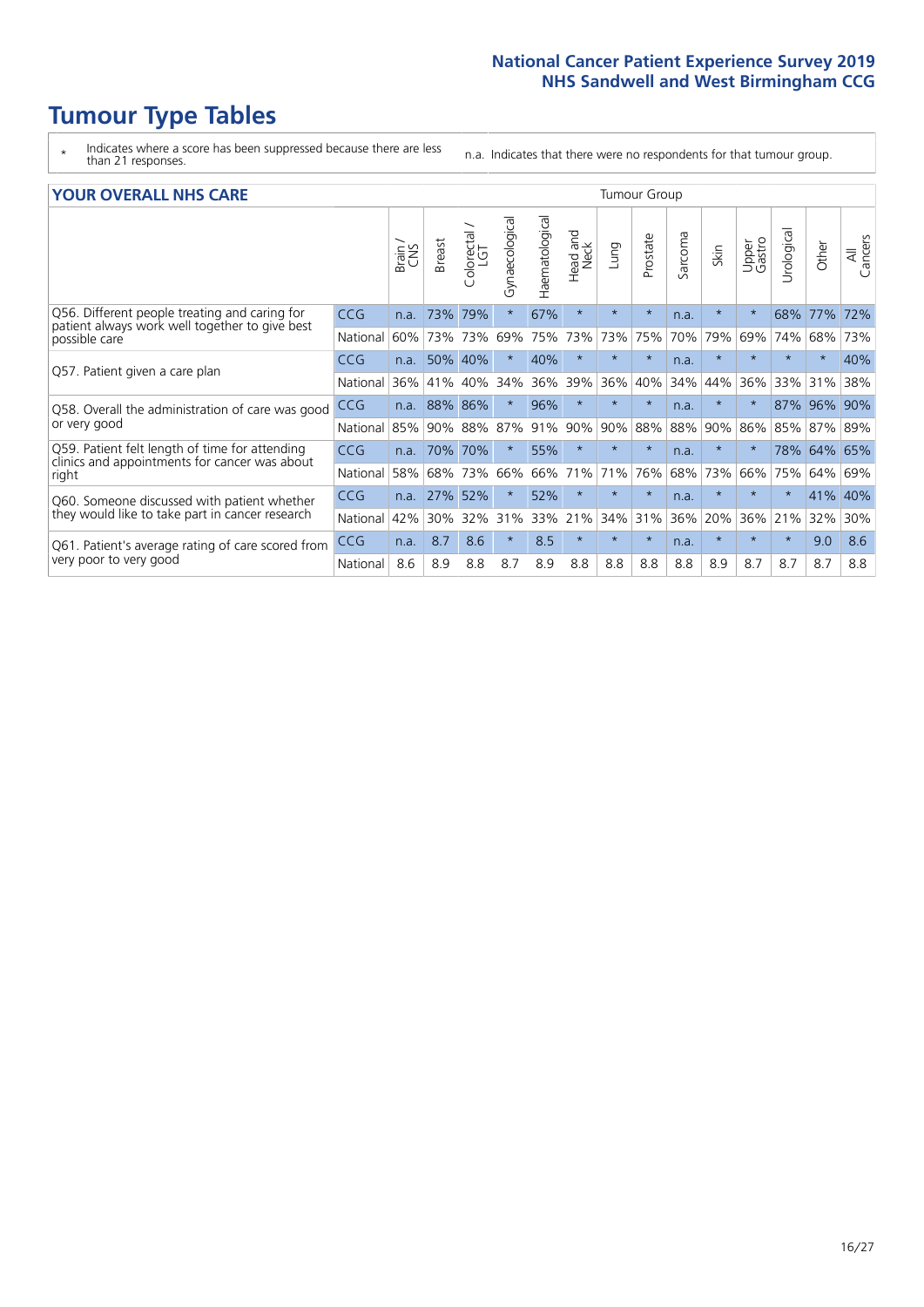# Tumour Type Tables

\* Indicates where a score has been suppressed because there are less than 21 responses.

n.a. Indicates that there were no respondents for that tumour group.

## YOUR OVERALL NHS CARE

| | | Brain / CNS | Breast | Colorectal / LGT | Gynaecological | Haematological | Head and Neck | Lung | Prostate | Sarcoma | Skin | Upper Gastro | Urological | Other | All Cancers |
|---|---|---|---|---|---|---|---|---|---|---|---|---|---|---|---|
| Q56. Different people treating and caring for patient always work well together to give best possible care | CCG | n.a. | 73% | 79% | * | 67% | * | * | * | n.a. | * | * | 68% | 77% | 72% |
| | National | 60% | 73% | 73% | 69% | 75% | 73% | 73% | 75% | 70% | 79% | 69% | 74% | 68% | 73% |
| Q57. Patient given a care plan | CCG | n.a. | 50% | 40% | * | 40% | * | * | * | n.a. | * | * | * | * | 40% |
| | National | 36% | 41% | 40% | 34% | 36% | 39% | 36% | 40% | 34% | 44% | 36% | 33% | 31% | 38% |
| Q58. Overall the administration of care was good or very good | CCG | n.a. | 88% | 86% | * | 96% | * | * | * | n.a. | * | * | 87% | 96% | 90% |
| | National | 85% | 90% | 88% | 87% | 91% | 90% | 90% | 88% | 88% | 90% | 86% | 85% | 87% | 89% |
| Q59. Patient felt length of time for attending clinics and appointments for cancer was about right | CCG | n.a. | 70% | 70% | * | 55% | * | * | * | n.a. | * | * | 78% | 64% | 65% |
| | National | 58% | 68% | 73% | 66% | 66% | 71% | 71% | 76% | 68% | 73% | 66% | 75% | 64% | 69% |
| Q60. Someone discussed with patient whether they would like to take part in cancer research | CCG | n.a. | 27% | 52% | * | 52% | * | * | * | n.a. | * | * | * | 41% | 40% |
| | National | 42% | 30% | 32% | 31% | 33% | 21% | 34% | 31% | 36% | 20% | 36% | 21% | 32% | 30% |
| Q61. Patient's average rating of care scored from very poor to very good | CCG | n.a. | 8.7 | 8.6 | * | 8.5 | * | * | * | n.a. | * | * | * | 9.0 | 8.6 |
| | National | 8.6 | 8.9 | 8.8 | 8.7 | 8.9 | 8.8 | 8.8 | 8.8 | 8.8 | 8.9 | 8.7 | 8.7 | 8.7 | 8.8 |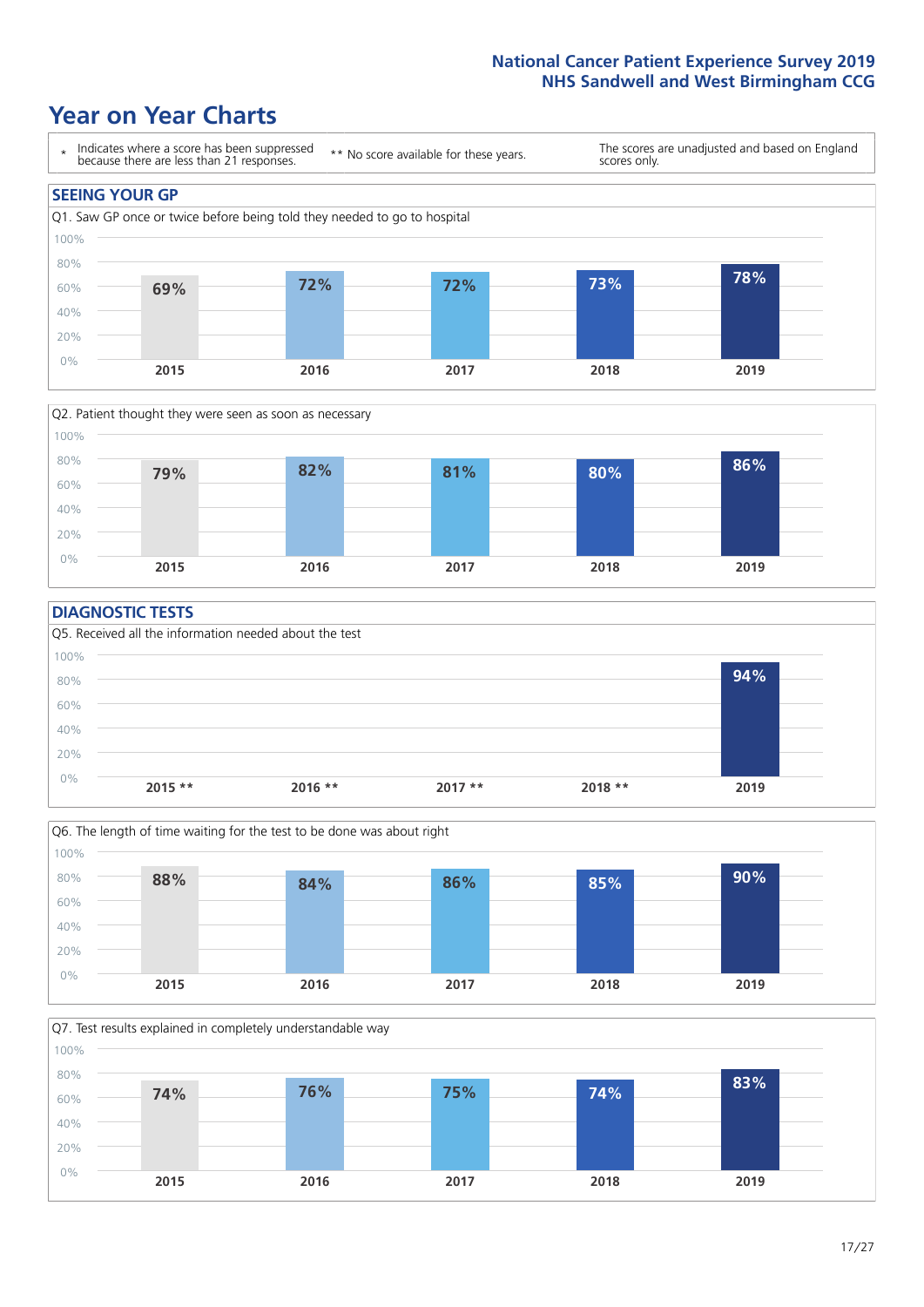# Year on Year Charts

\* Indicates where a score has been suppressed because there are less than 21 responses.

\*\* No score available for these years.

The scores are unadjusted and based on England scores only.

## SEEING YOUR GP

Q1. Saw GP once or twice before being told they needed to go to hospital

| 2015 | 2016 | 2017 | 2018 | 2019 |
|---|---|---|---|---|
| 69% | 72% | 72% | 73% | 78% |

Q2. Patient thought they were seen as soon as necessary

| 2015 | 2016 | 2017 | 2018 | 2019 |
|---|---|---|---|---|
| 79% | 82% | 81% | 80% | 86% |

## DIAGNOSTIC TESTS

Q5. Received all the information needed about the test

| 2015 ** | 2016 ** | 2017 ** | 2018 ** | 2019 |
|---|---|---|---|---|
| | | | | 94% |

Q6. The length of time waiting for the test to be done was about right

| 2015 | 2016 | 2017 | 2018 | 2019 |
|---|---|---|---|---|
| 88% | 84% | 86% | 85% | 90% |

Q7. Test results explained in completely understandable way

| 2015 | 2016 | 2017 | 2018 | 2019 |
|---|---|---|---|---|
| 74% | 76% | 75% | 74% | 83% |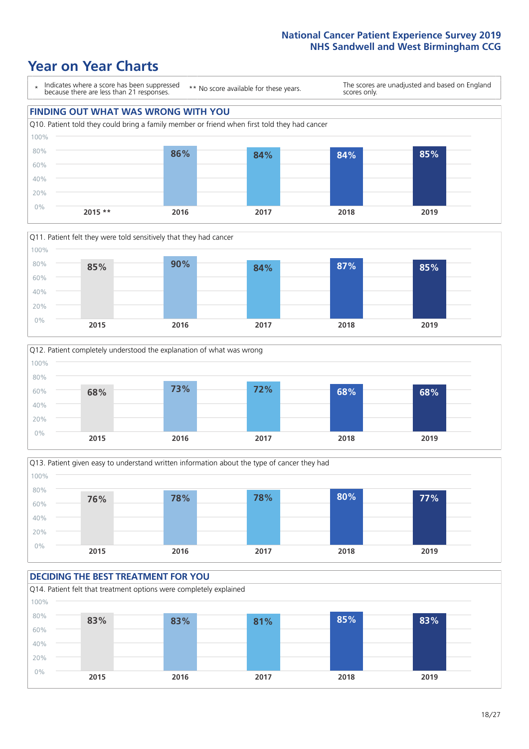# Year on Year Charts

\* Indicates where a score has been suppressed because there are less than 21 responses.

\*\* No score available for these years.

The scores are unadjusted and based on England scores only.

## FINDING OUT WHAT WAS WRONG WITH YOU

Q10. Patient told they could bring a family member or friend when first told they had cancer

| 2015 ** | 2016 | 2017 | 2018 | 2019 |
|---|---|---|---|---|
| | 86% | 84% | 84% | 85% |

Q11. Patient felt they were told sensitively that they had cancer

| 2015 | 2016 | 2017 | 2018 | 2019 |
|---|---|---|---|---|
| 85% | 90% | 84% | 87% | 85% |

Q12. Patient completely understood the explanation of what was wrong

| 2015 | 2016 | 2017 | 2018 | 2019 |
|---|---|---|---|---|
| 68% | 73% | 72% | 68% | 68% |

Q13. Patient given easy to understand written information about the type of cancer they had

| 2015 | 2016 | 2017 | 2018 | 2019 |
|---|---|---|---|---|
| 76% | 78% | 78% | 80% | 77% |

## DECIDING THE BEST TREATMENT FOR YOU

Q14. Patient felt that treatment options were completely explained

| 2015 | 2016 | 2017 | 2018 | 2019 |
|---|---|---|---|---|
| 83% | 83% | 81% | 85% | 83% |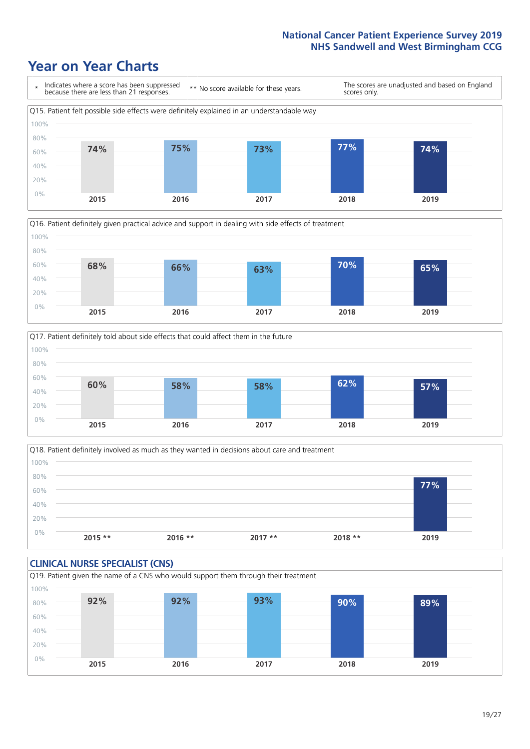# Year on Year Charts

| * Indicates where a score has been suppressed because there are less than 21 responses. | ** No score available for these years. | The scores are unadjusted and based on England scores only. |
|---|---|---|

Q15. Patient felt possible side effects were definitely explained in an understandable way

| 2015 | 2016 | 2017 | 2018 | 2019 |
|---|---|---|---|---|
| 74% | 75% | 73% | 77% | 74% |

Q16. Patient definitely given practical advice and support in dealing with side effects of treatment

| 2015 | 2016 | 2017 | 2018 | 2019 |
|---|---|---|---|---|
| 68% | 66% | 63% | 70% | 65% |

Q17. Patient definitely told about side effects that could affect them in the future

| 2015 | 2016 | 2017 | 2018 | 2019 |
|---|---|---|---|---|
| 60% | 58% | 58% | 62% | 57% |

Q18. Patient definitely involved as much as they wanted in decisions about care and treatment

| 2015 ** | 2016 ** | 2017 ** | 2018 ** | 2019 |
|---|---|---|---|---|
| | | | | 77% |

## CLINICAL NURSE SPECIALIST (CNS)

Q19. Patient given the name of a CNS who would support them through their treatment

| 2015 | 2016 | 2017 | 2018 | 2019 |
|---|---|---|---|---|
| 92% | 92% | 93% | 90% | 89% |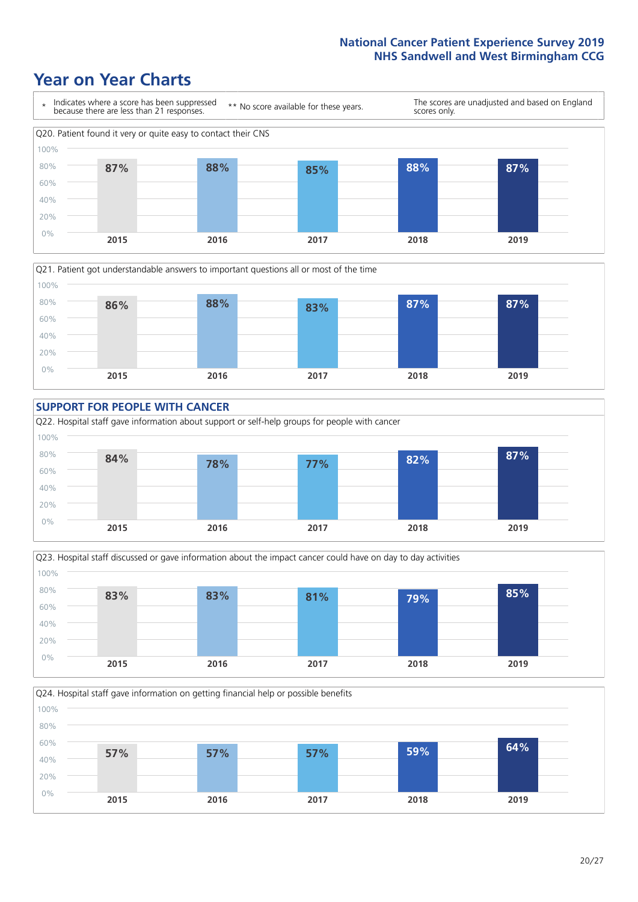# Year on Year Charts

\* Indicates where a score has been suppressed because there are less than 21 responses.

\*\* No score available for these years.

The scores are unadjusted and based on England scores only.

Q20. Patient found it very or quite easy to contact their CNS

| 2015 | 2016 | 2017 | 2018 | 2019 |
|---|---|---|---|---|
| 87% | 88% | 85% | 88% | 87% |

Q21. Patient got understandable answers to important questions all or most of the time

| 2015 | 2016 | 2017 | 2018 | 2019 |
|---|---|---|---|---|
| 86% | 88% | 83% | 87% | 87% |

## SUPPORT FOR PEOPLE WITH CANCER

Q22. Hospital staff gave information about support or self-help groups for people with cancer

| 2015 | 2016 | 2017 | 2018 | 2019 |
|---|---|---|---|---|
| 84% | 78% | 77% | 82% | 87% |

Q23. Hospital staff discussed or gave information about the impact cancer could have on day to day activities

| 2015 | 2016 | 2017 | 2018 | 2019 |
|---|---|---|---|---|
| 83% | 83% | 81% | 79% | 85% |

Q24. Hospital staff gave information on getting financial help or possible benefits

| 2015 | 2016 | 2017 | 2018 | 2019 |
|---|---|---|---|---|
| 57% | 57% | 57% | 59% | 64% |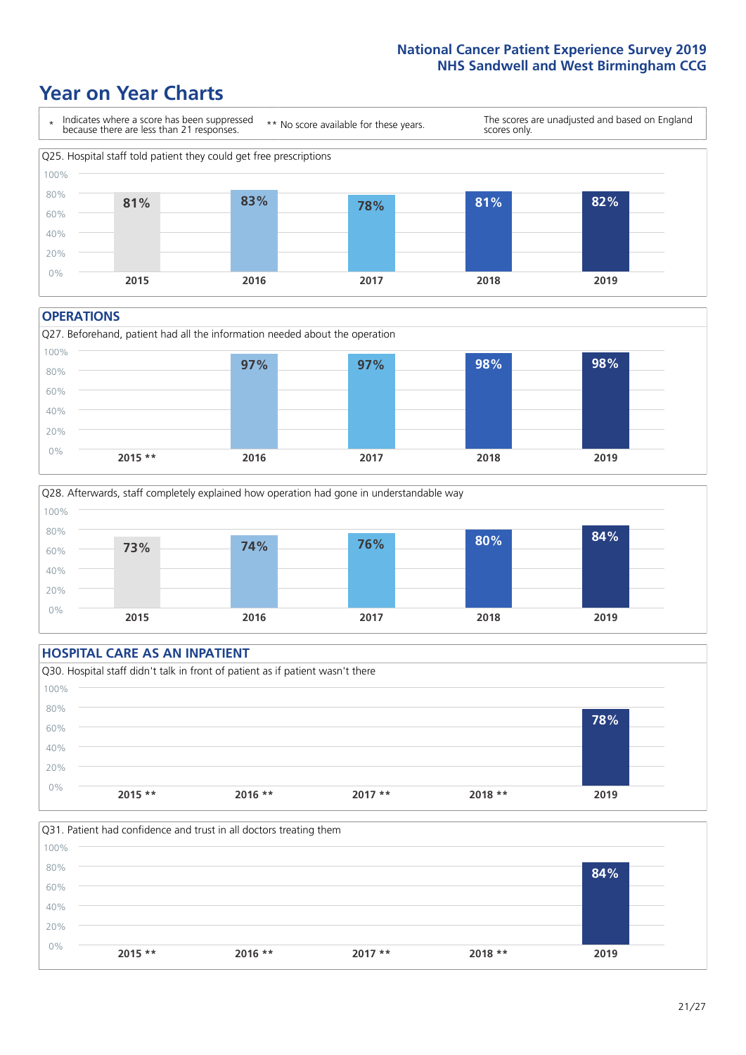# Year on Year Charts

\* Indicates where a score has been suppressed because there are less than 21 responses.

** No score available for these years.

The scores are unadjusted and based on England scores only.

Q25. Hospital staff told patient they could get free prescriptions

| 2015 | 2016 | 2017 | 2018 | 2019 |
|---|---|---|---|---|
| 81% | 83% | 78% | 81% | 82% |

## OPERATIONS

Q27. Beforehand, patient had all the information needed about the operation

| 2015 ** | 2016 | 2017 | 2018 | 2019 |
|---|---|---|---|---|
| | 97% | 97% | 98% | 98% |

Q28. Afterwards, staff completely explained how operation had gone in understandable way

| 2015 | 2016 | 2017 | 2018 | 2019 |
|---|---|---|---|---|
| 73% | 74% | 76% | 80% | 84% |

## HOSPITAL CARE AS AN INPATIENT

Q30. Hospital staff didn't talk in front of patient as if patient wasn't there

| 2015 ** | 2016 ** | 2017 ** | 2018 ** | 2019 |
|---|---|---|---|---|
| | | | | 78% |

Q31. Patient had confidence and trust in all doctors treating them

| 2015 ** | 2016 ** | 2017 ** | 2018 ** | 2019 |
|---|---|---|---|---|
| | | | | 84% |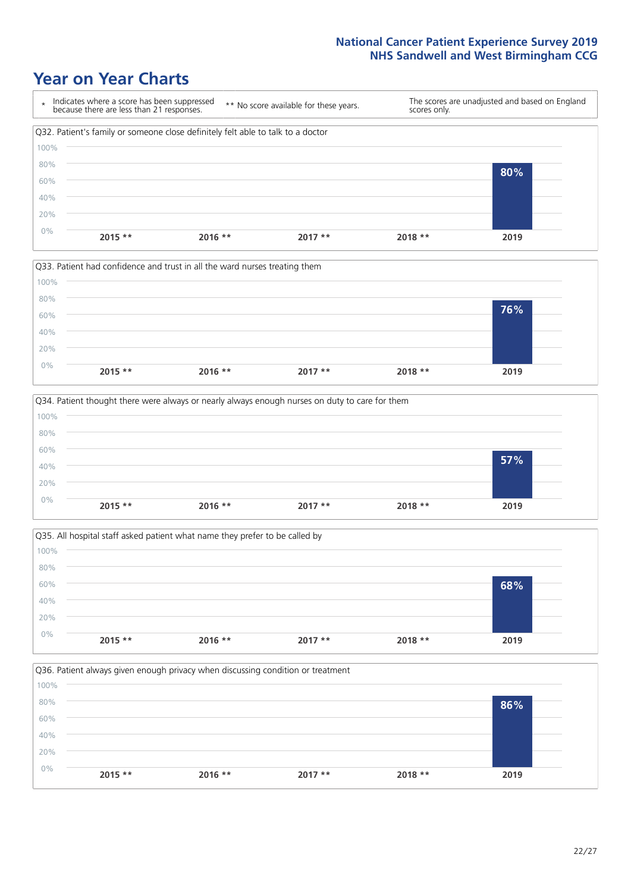# Year on Year Charts

| * Indicates where a score has been suppressed because there are less than 21 responses. | ** No score available for these years. | The scores are unadjusted and based on England scores only. |
|---|---|---|

Q32. Patient's family or someone close definitely felt able to talk to a doctor

| 2015 ** | 2016 ** | 2017 ** | 2018 ** | 2019 |
|---|---|---|---|---|
| | | | | 80% |

Q33. Patient had confidence and trust in all the ward nurses treating them

| 2015 ** | 2016 ** | 2017 ** | 2018 ** | 2019 |
|---|---|---|---|---|
| | | | | 76% |

Q34. Patient thought there were always or nearly always enough nurses on duty to care for them

| 2015 ** | 2016 ** | 2017 ** | 2018 ** | 2019 |
|---|---|---|---|---|
| | | | | 57% |

Q35. All hospital staff asked patient what name they prefer to be called by

| 2015 ** | 2016 ** | 2017 ** | 2018 ** | 2019 |
|---|---|---|---|---|
| | | | | 68% |

Q36. Patient always given enough privacy when discussing condition or treatment

| 2015 ** | 2016 ** | 2017 ** | 2018 ** | 2019 |
|---|---|---|---|---|
| | | | | 86% |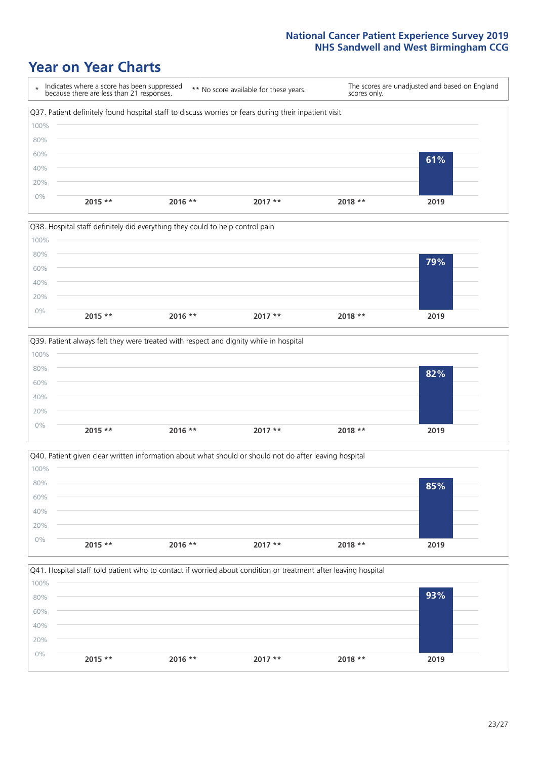# Year on Year Charts

| * Indicates where a score has been suppressed because there are less than 21 responses. | ** No score available for these years. | The scores are unadjusted and based on England scores only. |
|---|---|---|

Q37. Patient definitely found hospital staff to discuss worries or fears during their inpatient visit

| 2015 ** | 2016 ** | 2017 ** | 2018 ** | 2019 |
|---|---|---|---|---|
| | | | | 61% |

Q38. Hospital staff definitely did everything they could to help control pain

| 2015 ** | 2016 ** | 2017 ** | 2018 ** | 2019 |
|---|---|---|---|---|
| | | | | 79% |

Q39. Patient always felt they were treated with respect and dignity while in hospital

| 2015 ** | 2016 ** | 2017 ** | 2018 ** | 2019 |
|---|---|---|---|---|
| | | | | 82% |

Q40. Patient given clear written information about what should or should not do after leaving hospital

| 2015 ** | 2016 ** | 2017 ** | 2018 ** | 2019 |
|---|---|---|---|---|
| | | | | 85% |

Q41. Hospital staff told patient who to contact if worried about condition or treatment after leaving hospital

| 2015 ** | 2016 ** | 2017 ** | 2018 ** | 2019 |
|---|---|---|---|---|
| | | | | 93% |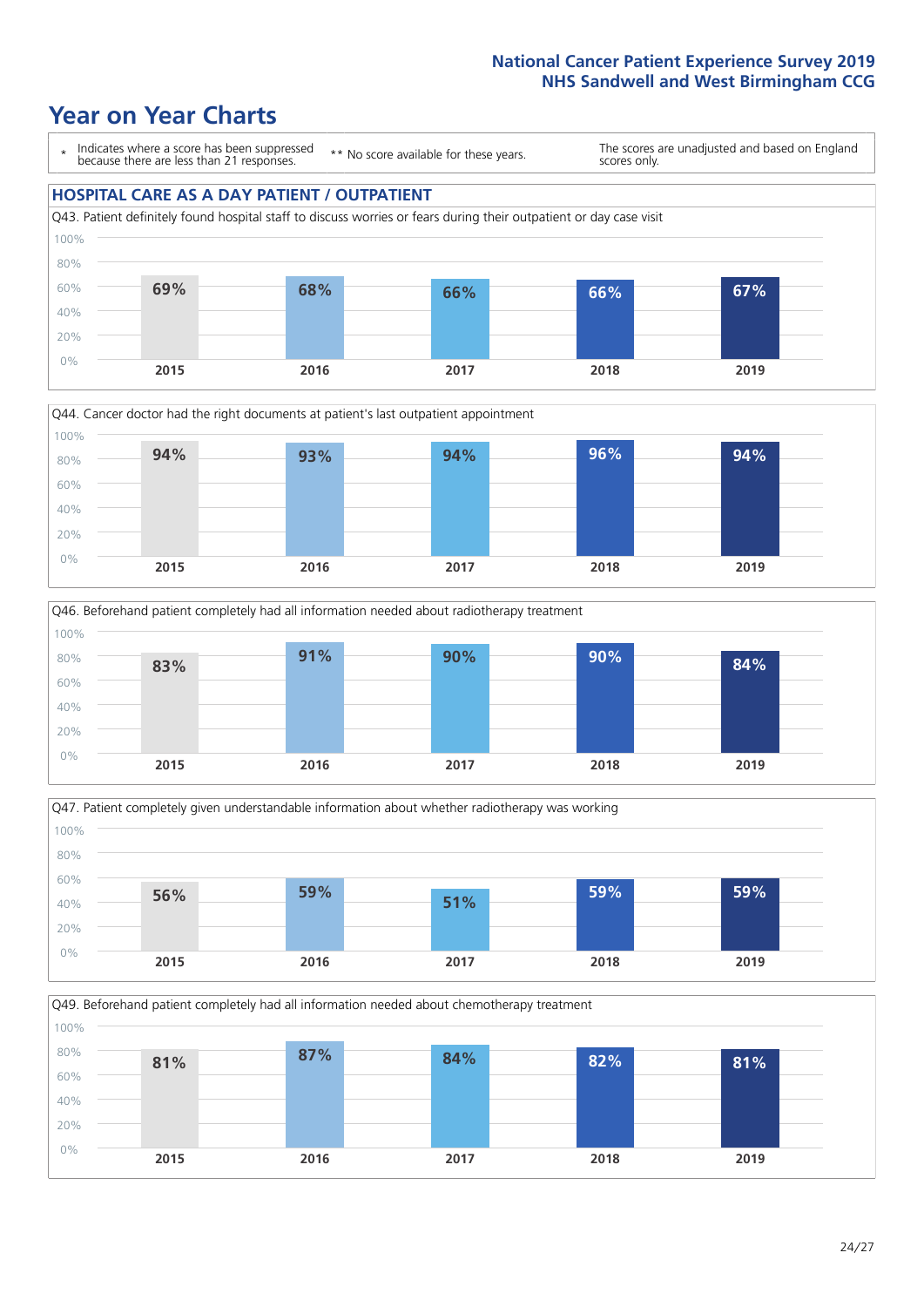# Year on Year Charts

\* Indicates where a score has been suppressed because there are less than 21 responses.

\*\* No score available for these years.

The scores are unadjusted and based on England scores only.

## HOSPITAL CARE AS A DAY PATIENT / OUTPATIENT

Q43. Patient definitely found hospital staff to discuss worries or fears during their outpatient or day case visit

| 2015 | 2016 | 2017 | 2018 | 2019 |
|---|---|---|---|---|
| 69% | 68% | 66% | 66% | 67% |

Q44. Cancer doctor had the right documents at patient's last outpatient appointment

| 2015 | 2016 | 2017 | 2018 | 2019 |
|---|---|---|---|---|
| 94% | 93% | 94% | 96% | 94% |

Q46. Beforehand patient completely had all information needed about radiotherapy treatment

| 2015 | 2016 | 2017 | 2018 | 2019 |
|---|---|---|---|---|
| 83% | 91% | 90% | 90% | 84% |

Q47. Patient completely given understandable information about whether radiotherapy was working

| 2015 | 2016 | 2017 | 2018 | 2019 |
|---|---|---|---|---|
| 56% | 59% | 51% | 59% | 59% |

Q49. Beforehand patient completely had all information needed about chemotherapy treatment

| 2015 | 2016 | 2017 | 2018 | 2019 |
|---|---|---|---|---|
| 81% | 87% | 84% | 82% | 81% |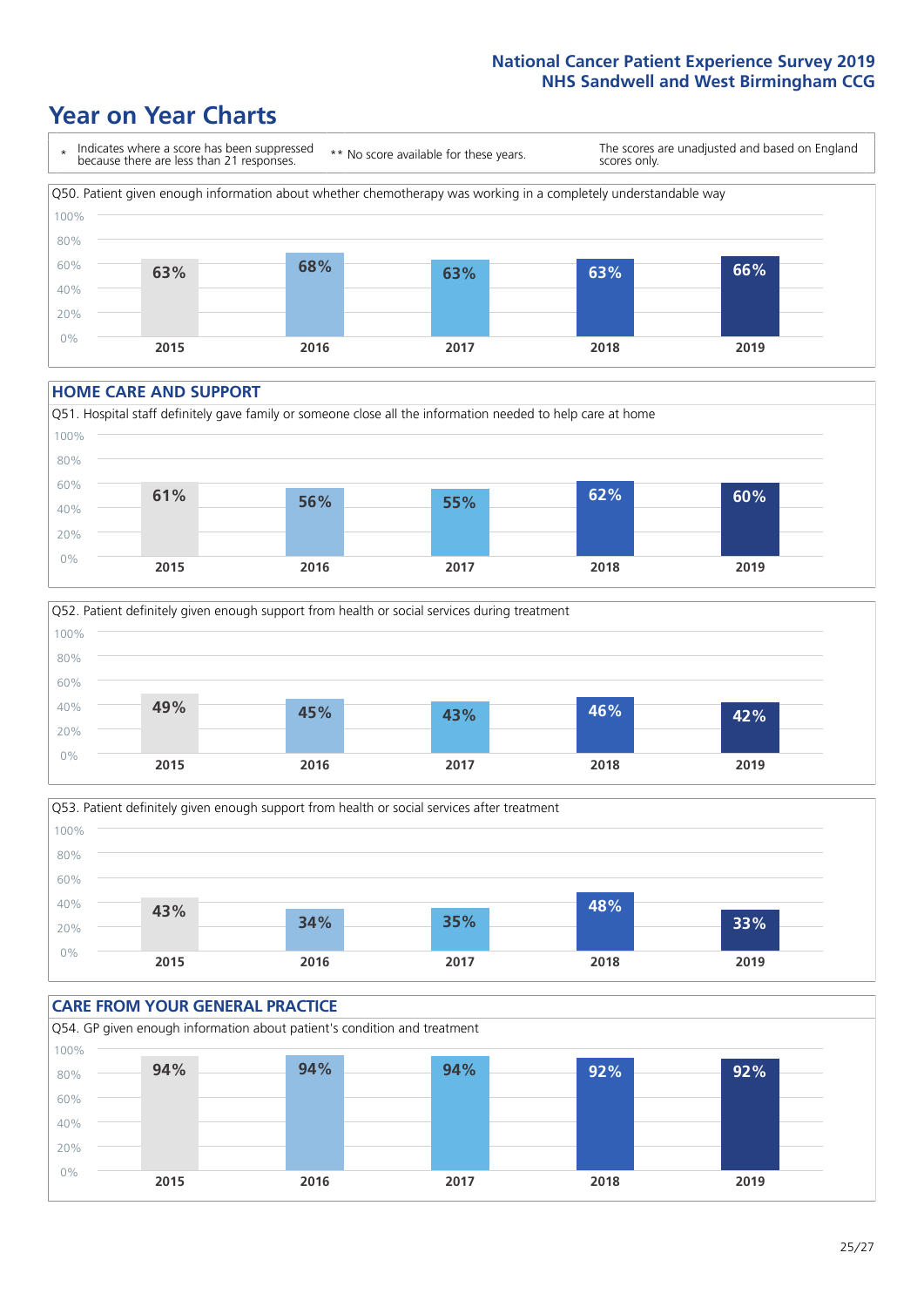# Year on Year Charts

\* Indicates where a score has been suppressed because there are less than 21 responses.

** No score available for these years.

The scores are unadjusted and based on England scores only.

Q50. Patient given enough information about whether chemotherapy was working in a completely understandable way

| 2015 | 2016 | 2017 | 2018 | 2019 |
|---|---|---|---|---|
| 63% | 68% | 63% | 63% | 66% |

## HOME CARE AND SUPPORT

Q51. Hospital staff definitely gave family or someone close all the information needed to help care at home

| 2015 | 2016 | 2017 | 2018 | 2019 |
|---|---|---|---|---|
| 61% | 56% | 55% | 62% | 60% |

Q52. Patient definitely given enough support from health or social services during treatment

| 2015 | 2016 | 2017 | 2018 | 2019 |
|---|---|---|---|---|
| 49% | 45% | 43% | 46% | 42% |

Q53. Patient definitely given enough support from health or social services after treatment

| 2015 | 2016 | 2017 | 2018 | 2019 |
|---|---|---|---|---|
| 43% | 34% | 35% | 48% | 33% |

## CARE FROM YOUR GENERAL PRACTICE

Q54. GP given enough information about patient's condition and treatment

| 2015 | 2016 | 2017 | 2018 | 2019 |
|---|---|---|---|---|
| 94% | 94% | 94% | 92% | 92% |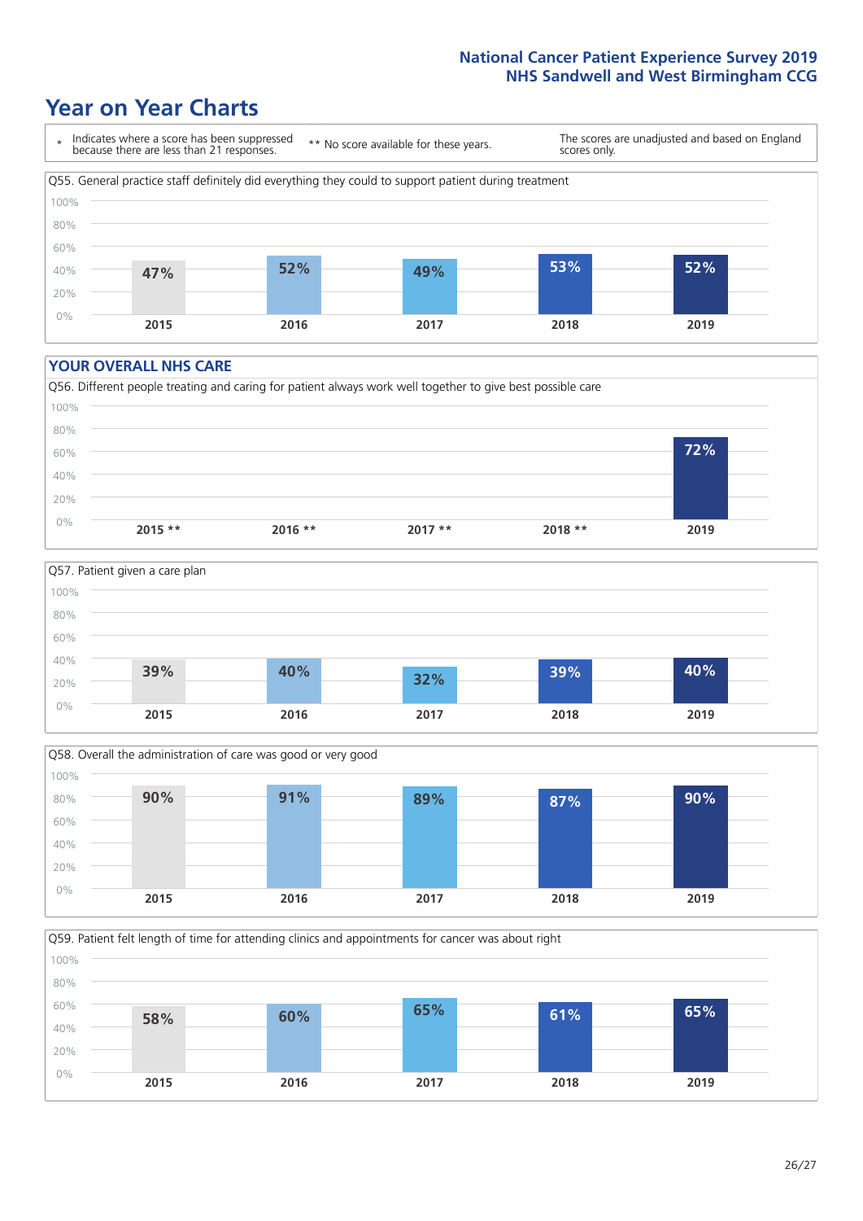# Year on Year Charts

\* Indicates where a score has been suppressed because there are less than 21 responses.

\*\* No score available for these years.

The scores are unadjusted and based on England scores only.

Q55. General practice staff definitely did everything they could to support patient during treatment

| 2015 | 2016 | 2017 | 2018 | 2019 |
|---|---|---|---|---|
| 47% | 52% | 49% | 53% | 52% |

## YOUR OVERALL NHS CARE

Q56. Different people treating and caring for patient always work well together to give best possible care

| 2015 ** | 2016 ** | 2017 ** | 2018 ** | 2019 |
|---|---|---|---|---|
| | | | | 72% |

Q57. Patient given a care plan

| 2015 | 2016 | 2017 | 2018 | 2019 |
|---|---|---|---|---|
| 39% | 40% | 32% | 39% | 40% |

Q58. Overall the administration of care was good or very good

| 2015 | 2016 | 2017 | 2018 | 2019 |
|---|---|---|---|---|
| 90% | 91% | 89% | 87% | 90% |

Q59. Patient felt length of time for attending clinics and appointments for cancer was about right

| 2015 | 2016 | 2017 | 2018 | 2019 |
|---|---|---|---|---|
| 58% | 60% | 65% | 61% | 65% |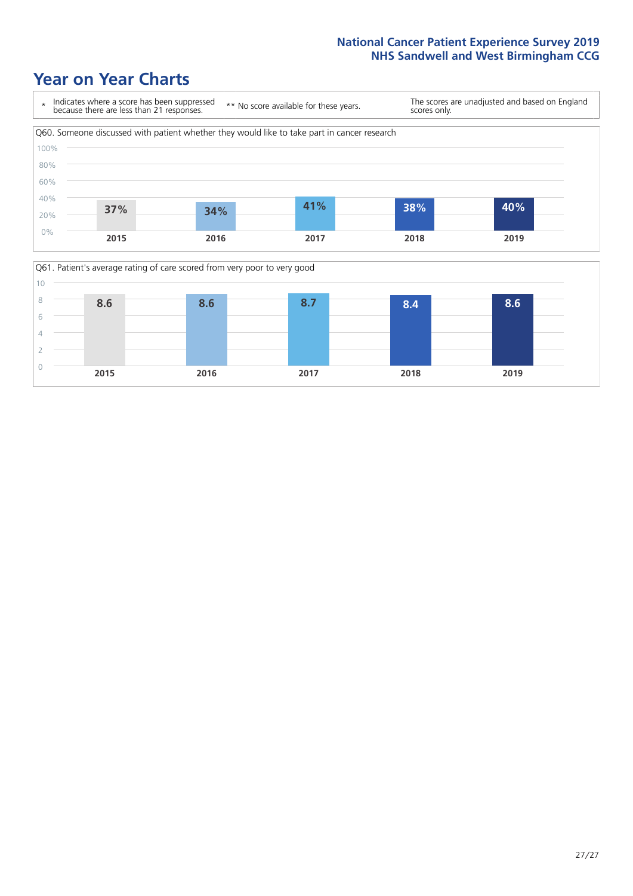# Year on Year Charts

\* Indicates where a score has been suppressed because there are less than 21 responses.

\*\* No score available for these years.

The scores are unadjusted and based on England scores only.

Q60. Someone discussed with patient whether they would like to take part in cancer research

100%
80%
60%
40%
20%
0%

37% 2015
34% 2016
41% 2017
38% 2018
40% 2019

Q61. Patient's average rating of care scored from very poor to very good

10
8
6
4
2
0

8.6 2015
8.6 2016
8.7 2017
8.4 2018
8.6 2019